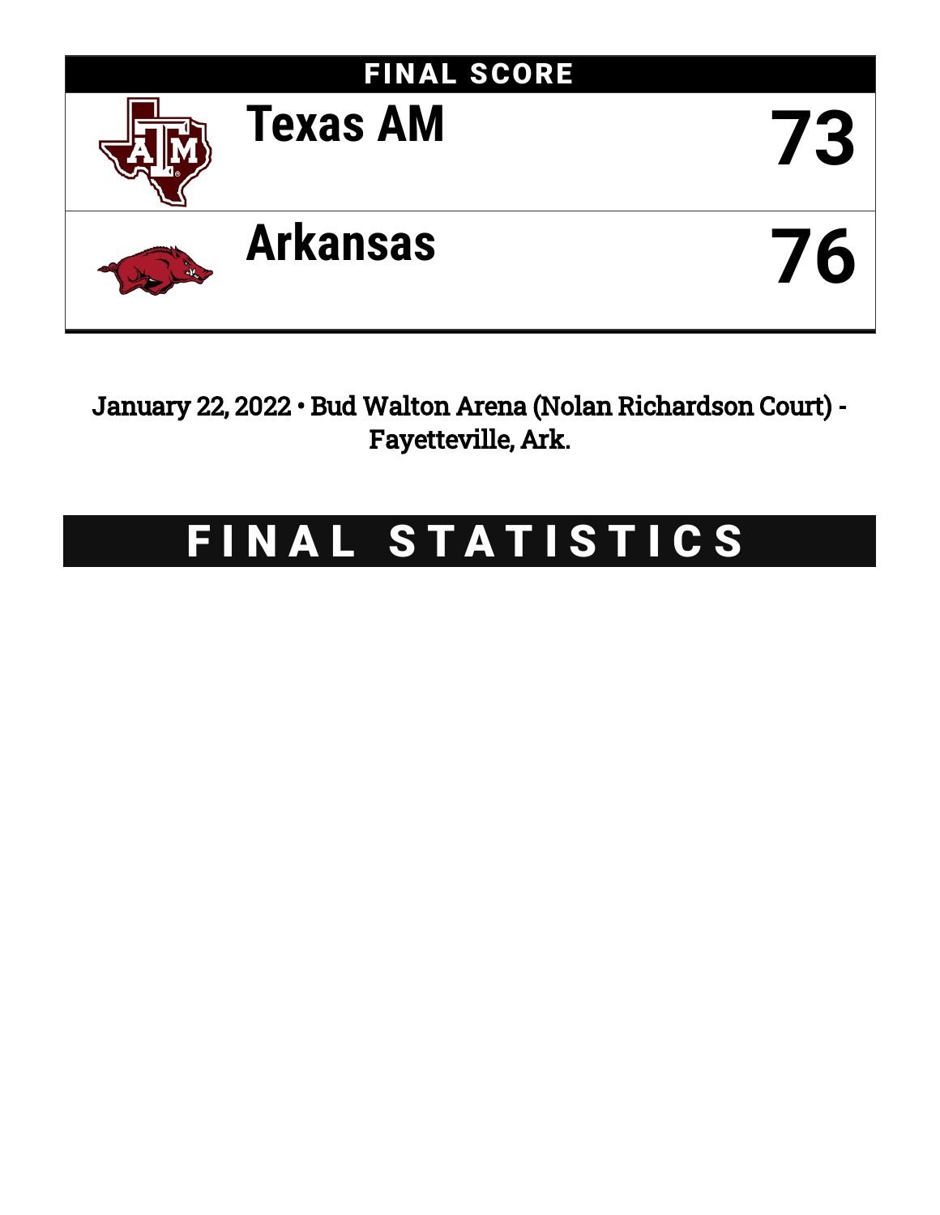## FINAL SCORE

| Team | Score |
| --- | --- |
| Texas AM | 73 |
| Arkansas | 76 |

January 22, 2022 • Bud Walton Arena (Nolan Richardson Court) - Fayetteville, Ark.

# FINAL STATISTICS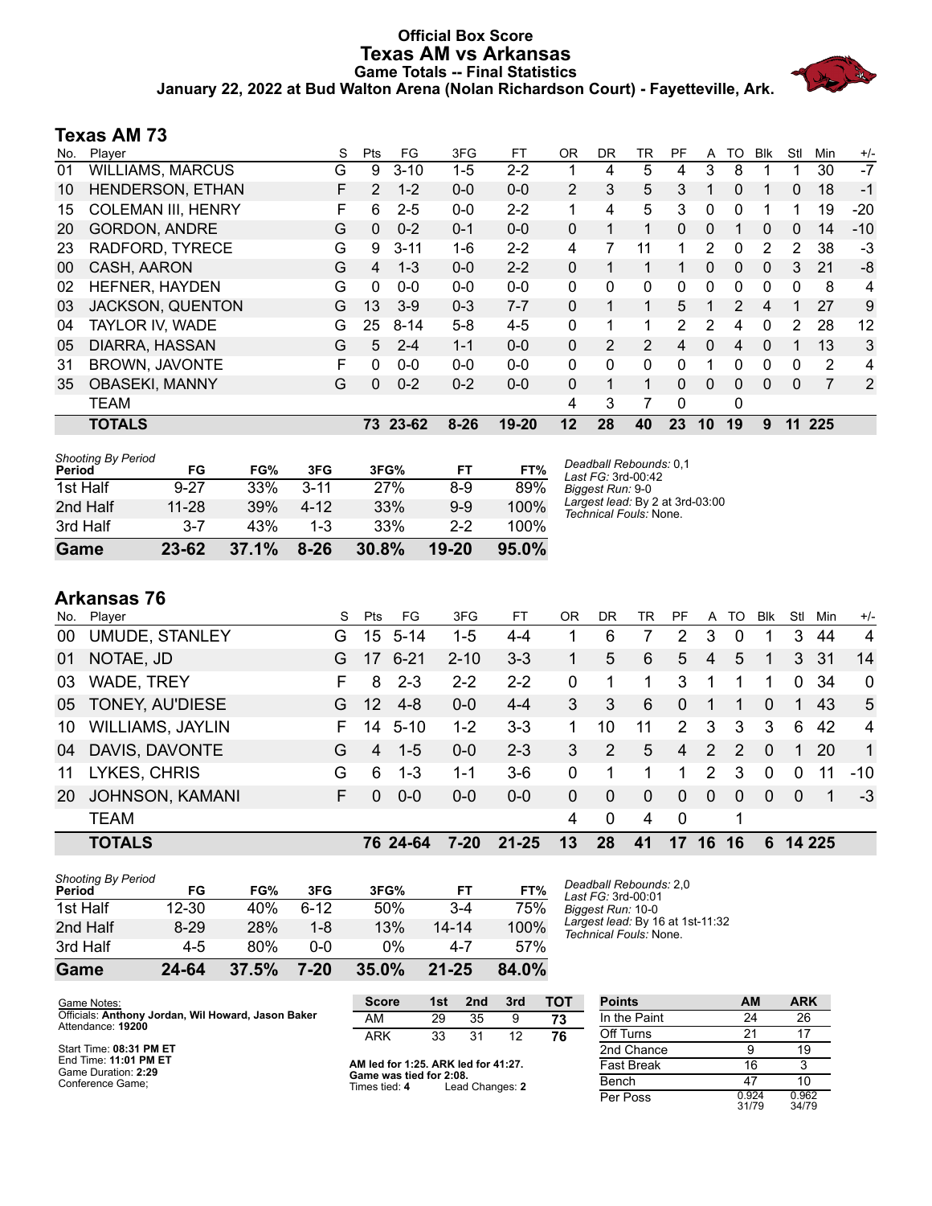# Official Box Score
## Texas AM vs Arkansas
### Game Totals -- Final Statistics
### January 22, 2022 at Bud Walton Arena (Nolan Richardson Court) - Fayetteville, Ark.

## Texas AM 73

| No. | Player | S | Pts | FG | 3FG | FT | OR | DR | TR | PF | A | TO | Blk | Stl | Min | +/- |
|---|---|---|---|---|---|---|---|---|---|---|---|---|---|---|---|---|
| 01 | WILLIAMS, MARCUS | G | 9 | 3-10 | 1-5 | 2-2 | 1 | 4 | 5 | 4 | 3 | 8 | 1 | 1 | 30 | -7 |
| 10 | HENDERSON, ETHAN | F | 2 | 1-2 | 0-0 | 0-0 | 2 | 3 | 5 | 3 | 1 | 0 | 1 | 0 | 18 | -1 |
| 15 | COLEMAN III, HENRY | F | 6 | 2-5 | 0-0 | 2-2 | 1 | 4 | 5 | 3 | 0 | 0 | 1 | 1 | 19 | -20 |
| 20 | GORDON, ANDRE | G | 0 | 0-2 | 0-1 | 0-0 | 0 | 1 | 1 | 0 | 0 | 1 | 0 | 0 | 14 | -10 |
| 23 | RADFORD, TYRECE | G | 9 | 3-11 | 1-6 | 2-2 | 4 | 7 | 11 | 1 | 2 | 0 | 2 | 2 | 38 | -3 |
| 00 | CASH, AARON | G | 4 | 1-3 | 0-0 | 2-2 | 0 | 1 | 1 | 1 | 0 | 0 | 0 | 3 | 21 | -8 |
| 02 | HEFNER, HAYDEN | G | 0 | 0-0 | 0-0 | 0-0 | 0 | 0 | 0 | 0 | 0 | 0 | 0 | 0 | 8 | 4 |
| 03 | JACKSON, QUENTON | G | 13 | 3-9 | 0-3 | 7-7 | 0 | 1 | 1 | 5 | 1 | 2 | 4 | 1 | 27 | 9 |
| 04 | TAYLOR IV, WADE | G | 25 | 8-14 | 5-8 | 4-5 | 0 | 1 | 1 | 2 | 2 | 4 | 0 | 2 | 28 | 12 |
| 05 | DIARRA, HASSAN | G | 5 | 2-4 | 1-1 | 0-0 | 0 | 2 | 2 | 4 | 0 | 4 | 0 | 1 | 13 | 3 |
| 31 | BROWN, JAVONTE | F | 0 | 0-0 | 0-0 | 0-0 | 0 | 0 | 0 | 0 | 1 | 0 | 0 | 0 | 2 | 4 |
| 35 | OBASEKI, MANNY | G | 0 | 0-2 | 0-2 | 0-0 | 0 | 1 | 1 | 0 | 0 | 0 | 0 | 0 | 7 | 2 |
| | TEAM | | | | | | 4 | 3 | 7 | 0 | | 0 | | | | |
| | **TOTALS** | | **73** | **23-62** | **8-26** | **19-20** | **12** | **28** | **40** | **23** | **10** | **19** | **9** | **11** | **225** | |

*Shooting By Period*

| Period | FG | FG% | 3FG | 3FG% | FT | FT% |
|---|---|---|---|---|---|---|
| 1st Half | 9-27 | 33% | 3-11 | 27% | 8-9 | 89% |
| 2nd Half | 11-28 | 39% | 4-12 | 33% | 9-9 | 100% |
| 3rd Half | 3-7 | 43% | 1-3 | 33% | 2-2 | 100% |
| **Game** | **23-62** | **37.1%** | **8-26** | **30.8%** | **19-20** | **95.0%** |

*Deadball Rebounds:* 0,1
*Last FG:* 3rd-00:42
*Biggest Run:* 9-0
*Largest lead:* By 2 at 3rd-03:00
*Technical Fouls:* None.

## Arkansas 76

| No. | Player | S | Pts | FG | 3FG | FT | OR | DR | TR | PF | A | TO | Blk | Stl | Min | +/- |
|---|---|---|---|---|---|---|---|---|---|---|---|---|---|---|---|---|
| 00 | UMUDE, STANLEY | G | 15 | 5-14 | 1-5 | 4-4 | 1 | 6 | 7 | 2 | 3 | 0 | 1 | 3 | 44 | 4 |
| 01 | NOTAE, JD | G | 17 | 6-21 | 2-10 | 3-3 | 1 | 5 | 6 | 5 | 4 | 5 | 1 | 3 | 31 | 14 |
| 03 | WADE, TREY | F | 8 | 2-3 | 2-2 | 2-2 | 0 | 1 | 1 | 3 | 1 | 1 | 1 | 0 | 34 | 0 |
| 05 | TONEY, AU'DIESE | G | 12 | 4-8 | 0-0 | 4-4 | 3 | 3 | 6 | 0 | 1 | 1 | 0 | 1 | 43 | 5 |
| 10 | WILLIAMS, JAYLIN | F | 14 | 5-10 | 1-2 | 3-3 | 1 | 10 | 11 | 2 | 3 | 3 | 3 | 6 | 42 | 4 |
| 04 | DAVIS, DAVONTE | G | 4 | 1-5 | 0-0 | 2-3 | 3 | 2 | 5 | 4 | 2 | 2 | 0 | 1 | 20 | 1 |
| 11 | LYKES, CHRIS | G | 6 | 1-3 | 1-1 | 3-6 | 0 | 1 | 1 | 1 | 2 | 3 | 0 | 0 | 11 | -10 |
| 20 | JOHNSON, KAMANI | F | 0 | 0-0 | 0-0 | 0-0 | 0 | 0 | 0 | 0 | 0 | 0 | 0 | 0 | 1 | -3 |
| | TEAM | | | | | | 4 | 0 | 4 | 0 | | 1 | | | | |
| | **TOTALS** | | **76** | **24-64** | **7-20** | **21-25** | **13** | **28** | **41** | **17** | **16** | **16** | **6** | **14** | **225** | |

*Shooting By Period*

| Period | FG | FG% | 3FG | 3FG% | FT | FT% |
|---|---|---|---|---|---|---|
| 1st Half | 12-30 | 40% | 6-12 | 50% | 3-4 | 75% |
| 2nd Half | 8-29 | 28% | 1-8 | 13% | 14-14 | 100% |
| 3rd Half | 4-5 | 80% | 0-0 | 0% | 4-7 | 57% |
| **Game** | **24-64** | **37.5%** | **7-20** | **35.0%** | **21-25** | **84.0%** |

*Deadball Rebounds:* 2,0
*Last FG:* 3rd-00:01
*Biggest Run:* 10-0
*Largest lead:* By 16 at 1st-11:32
*Technical Fouls:* None.

Game Notes:
Officials: **Anthony Jordan, Wil Howard, Jason Baker**
Attendance: **19200**

Start Time: **08:31 PM ET**
End Time: **11:01 PM ET**
Game Duration: **2:29**
Conference Game;

| Score | 1st | 2nd | 3rd | TOT |
|---|---|---|---|---|
| AM | 29 | 35 | 9 | **73** |
| ARK | 33 | 31 | 12 | **76** |

**AM led for 1:25. ARK led for 41:27.**
**Game was tied for 2:08.**
Times tied: **4** Lead Changes: **2**

| Points | AM | ARK |
|---|---|---|
| In the Paint | 24 | 26 |
| Off Turns | 21 | 17 |
| 2nd Chance | 9 | 19 |
| Fast Break | 16 | 3 |
| Bench | 47 | 10 |
| Per Poss | 0.924 31/79 | 0.962 34/79 |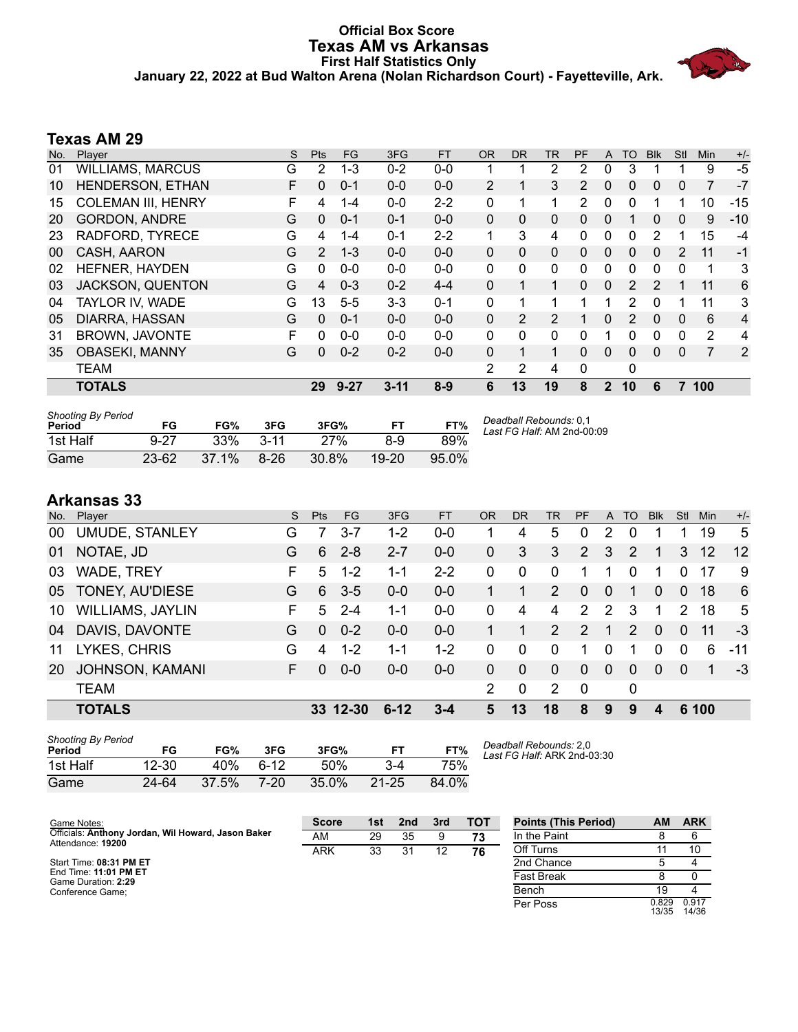# Official Box Score
## Texas AM vs Arkansas
### First Half Statistics Only
### January 22, 2022 at Bud Walton Arena (Nolan Richardson Court) - Fayetteville, Ark.

## Texas AM 29

| No. | Player | S | Pts | FG | 3FG | FT | OR | DR | TR | PF | A | TO | Blk | Stl | Min | +/- |
|---|---|---|---|---|---|---|---|---|---|---|---|---|---|---|---|---|
| 01 | WILLIAMS, MARCUS | G | 2 | 1-3 | 0-2 | 0-0 | 1 | 1 | 2 | 2 | 0 | 3 | 1 | 1 | 9 | -5 |
| 10 | HENDERSON, ETHAN | F | 0 | 0-1 | 0-0 | 0-0 | 2 | 1 | 3 | 2 | 0 | 0 | 0 | 0 | 7 | -7 |
| 15 | COLEMAN III, HENRY | F | 4 | 1-4 | 0-0 | 2-2 | 0 | 1 | 1 | 2 | 0 | 0 | 1 | 1 | 10 | -15 |
| 20 | GORDON, ANDRE | G | 0 | 0-1 | 0-1 | 0-0 | 0 | 0 | 0 | 0 | 0 | 1 | 0 | 0 | 9 | -10 |
| 23 | RADFORD, TYRECE | G | 4 | 1-4 | 0-1 | 2-2 | 1 | 3 | 4 | 0 | 0 | 0 | 2 | 1 | 15 | -4 |
| 00 | CASH, AARON | G | 2 | 1-3 | 0-0 | 0-0 | 0 | 0 | 0 | 0 | 0 | 0 | 0 | 2 | 11 | -1 |
| 02 | HEFNER, HAYDEN | G | 0 | 0-0 | 0-0 | 0-0 | 0 | 0 | 0 | 0 | 0 | 0 | 0 | 0 | 1 | 3 |
| 03 | JACKSON, QUENTON | G | 4 | 0-3 | 0-2 | 4-4 | 0 | 1 | 1 | 0 | 0 | 2 | 2 | 1 | 11 | 6 |
| 04 | TAYLOR IV, WADE | G | 13 | 5-5 | 3-3 | 0-1 | 0 | 1 | 1 | 1 | 1 | 2 | 0 | 1 | 11 | 3 |
| 05 | DIARRA, HASSAN | G | 0 | 0-1 | 0-0 | 0-0 | 0 | 2 | 2 | 1 | 0 | 2 | 0 | 0 | 6 | 4 |
| 31 | BROWN, JAVONTE | F | 0 | 0-0 | 0-0 | 0-0 | 0 | 0 | 0 | 0 | 1 | 0 | 0 | 0 | 2 | 4 |
| 35 | OBASEKI, MANNY | G | 0 | 0-2 | 0-2 | 0-0 | 0 | 1 | 1 | 0 | 0 | 0 | 0 | 0 | 7 | 2 |
| | TEAM | | | | | | 2 | 2 | 4 | 0 | | 0 | | | | |
| | **TOTALS** | | **29** | **9-27** | **3-11** | **8-9** | **6** | **13** | **19** | **8** | **2** | **10** | **6** | **7** | **100** | |

| Shooting By Period Period | FG | FG% | 3FG | 3FG% | FT | FT% |
|---|---|---|---|---|---|---|
| 1st Half | 9-27 | 33% | 3-11 | 27% | 8-9 | 89% |
| Game | 23-62 | 37.1% | 8-26 | 30.8% | 19-20 | 95.0% |

*Deadball Rebounds:* 0,1
*Last FG Half:* AM 2nd-00:09

## Arkansas 33

| No. | Player | S | Pts | FG | 3FG | FT | OR | DR | TR | PF | A | TO | Blk | Stl | Min | +/- |
|---|---|---|---|---|---|---|---|---|---|---|---|---|---|---|---|---|
| 00 | UMUDE, STANLEY | G | 7 | 3-7 | 1-2 | 0-0 | 1 | 4 | 5 | 0 | 2 | 0 | 1 | 1 | 19 | 5 |
| 01 | NOTAE, JD | G | 6 | 2-8 | 2-7 | 0-0 | 0 | 3 | 3 | 2 | 3 | 2 | 1 | 3 | 12 | 12 |
| 03 | WADE, TREY | F | 5 | 1-2 | 1-1 | 2-2 | 0 | 0 | 0 | 1 | 1 | 0 | 1 | 0 | 17 | 9 |
| 05 | TONEY, AU'DIESE | G | 6 | 3-5 | 0-0 | 0-0 | 1 | 1 | 2 | 0 | 0 | 1 | 0 | 0 | 18 | 6 |
| 10 | WILLIAMS, JAYLIN | F | 5 | 2-4 | 1-1 | 0-0 | 0 | 4 | 4 | 2 | 2 | 3 | 1 | 2 | 18 | 5 |
| 04 | DAVIS, DAVONTE | G | 0 | 0-2 | 0-0 | 0-0 | 1 | 1 | 2 | 2 | 1 | 2 | 0 | 0 | 11 | -3 |
| 11 | LYKES, CHRIS | G | 4 | 1-2 | 1-1 | 1-2 | 0 | 0 | 0 | 1 | 0 | 1 | 0 | 0 | 6 | -11 |
| 20 | JOHNSON, KAMANI | F | 0 | 0-0 | 0-0 | 0-0 | 0 | 0 | 0 | 0 | 0 | 0 | 0 | 0 | 1 | -3 |
| | TEAM | | | | | | 2 | 0 | 2 | 0 | | 0 | | | | |
| | **TOTALS** | | **33** | **12-30** | **6-12** | **3-4** | **5** | **13** | **18** | **8** | **9** | **9** | **4** | **6** | **100** | |

| Shooting By Period Period | FG | FG% | 3FG | 3FG% | FT | FT% |
|---|---|---|---|---|---|---|
| 1st Half | 12-30 | 40% | 6-12 | 50% | 3-4 | 75% |
| Game | 24-64 | 37.5% | 7-20 | 35.0% | 21-25 | 84.0% |

*Deadball Rebounds:* 2,0
*Last FG Half:* ARK 2nd-03:30

Game Notes:
Officials: **Anthony Jordan, Wil Howard, Jason Baker**
Attendance: **19200**

Start Time: **08:31 PM ET**
End Time: **11:01 PM ET**
Game Duration: **2:29**
Conference Game;

| Score | 1st | 2nd | 3rd | TOT |
|---|---|---|---|---|
| AM | 29 | 35 | 9 | **73** |
| ARK | 33 | 31 | 12 | **76** |

| Points (This Period) | AM | ARK |
|---|---|---|
| In the Paint | 8 | 6 |
| Off Turns | 11 | 10 |
| 2nd Chance | 5 | 4 |
| Fast Break | 8 | 0 |
| Bench | 19 | 4 |
| Per Poss | 0.829 13/35 | 0.917 14/36 |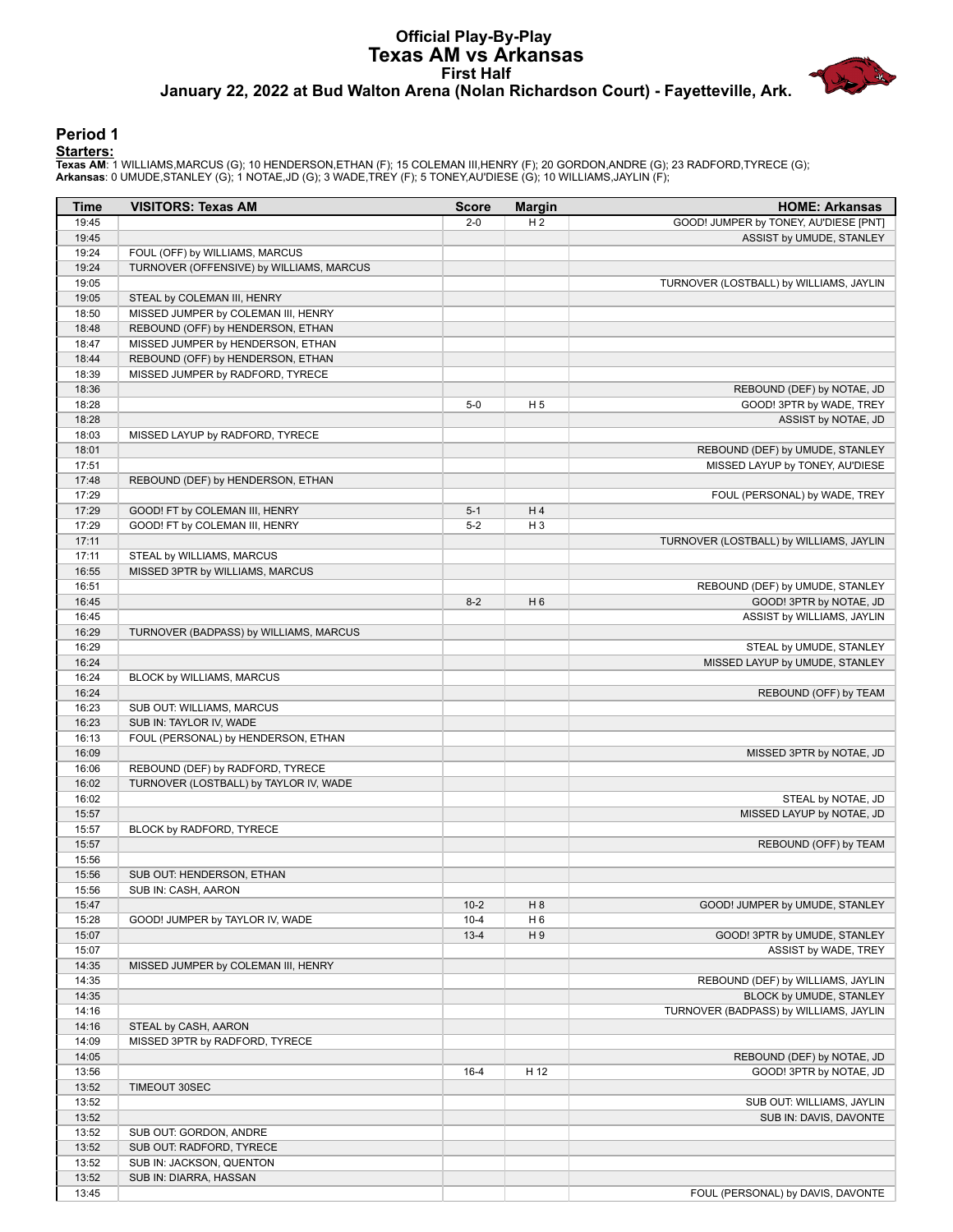# Official Play-By-Play
## Texas AM vs Arkansas
### First Half
### January 22, 2022 at Bud Walton Arena (Nolan Richardson Court) - Fayetteville, Ark.

## Period 1

**Starters:**

**Texas AM**: 1 WILLIAMS,MARCUS (G); 10 HENDERSON,ETHAN (F); 15 COLEMAN III,HENRY (F); 20 GORDON,ANDRE (G); 23 RADFORD,TYRECE (G);
**Arkansas**: 0 UMUDE,STANLEY (G); 1 NOTAE,JD (G); 3 WADE,TREY (F); 5 TONEY,AU'DIESE (G); 10 WILLIAMS,JAYLIN (F);

| Time | VISITORS: Texas AM | Score | Margin | HOME: Arkansas |
|---|---|---|---|---|
| 19:45 | | 2-0 | H 2 | GOOD! JUMPER by TONEY, AU'DIESE [PNT] |
| 19:45 | | | | ASSIST by UMUDE, STANLEY |
| 19:24 | FOUL (OFF) by WILLIAMS, MARCUS | | | |
| 19:24 | TURNOVER (OFFENSIVE) by WILLIAMS, MARCUS | | | |
| 19:05 | | | | TURNOVER (LOSTBALL) by WILLIAMS, JAYLIN |
| 19:05 | STEAL by COLEMAN III, HENRY | | | |
| 18:50 | MISSED JUMPER by COLEMAN III, HENRY | | | |
| 18:48 | REBOUND (OFF) by HENDERSON, ETHAN | | | |
| 18:47 | MISSED JUMPER by HENDERSON, ETHAN | | | |
| 18:44 | REBOUND (OFF) by HENDERSON, ETHAN | | | |
| 18:39 | MISSED JUMPER by RADFORD, TYRECE | | | |
| 18:36 | | | | REBOUND (DEF) by NOTAE, JD |
| 18:28 | | 5-0 | H 5 | GOOD! 3PTR by WADE, TREY |
| 18:28 | | | | ASSIST by NOTAE, JD |
| 18:03 | MISSED LAYUP by RADFORD, TYRECE | | | |
| 18:01 | | | | REBOUND (DEF) by UMUDE, STANLEY |
| 17:51 | | | | MISSED LAYUP by TONEY, AU'DIESE |
| 17:48 | REBOUND (DEF) by HENDERSON, ETHAN | | | |
| 17:29 | | | | FOUL (PERSONAL) by WADE, TREY |
| 17:29 | GOOD! FT by COLEMAN III, HENRY | 5-1 | H 4 | |
| 17:29 | GOOD! FT by COLEMAN III, HENRY | 5-2 | H 3 | |
| 17:11 | | | | TURNOVER (LOSTBALL) by WILLIAMS, JAYLIN |
| 17:11 | STEAL by WILLIAMS, MARCUS | | | |
| 16:55 | MISSED 3PTR by WILLIAMS, MARCUS | | | |
| 16:51 | | | | REBOUND (DEF) by UMUDE, STANLEY |
| 16:45 | | 8-2 | H 6 | GOOD! 3PTR by NOTAE, JD |
| 16:45 | | | | ASSIST by WILLIAMS, JAYLIN |
| 16:29 | TURNOVER (BADPASS) by WILLIAMS, MARCUS | | | |
| 16:29 | | | | STEAL by UMUDE, STANLEY |
| 16:24 | | | | MISSED LAYUP by UMUDE, STANLEY |
| 16:24 | BLOCK by WILLIAMS, MARCUS | | | |
| 16:24 | | | | REBOUND (OFF) by TEAM |
| 16:23 | SUB OUT: WILLIAMS, MARCUS | | | |
| 16:23 | SUB IN: TAYLOR IV, WADE | | | |
| 16:13 | FOUL (PERSONAL) by HENDERSON, ETHAN | | | |
| 16:09 | | | | MISSED 3PTR by NOTAE, JD |
| 16:06 | REBOUND (DEF) by RADFORD, TYRECE | | | |
| 16:02 | TURNOVER (LOSTBALL) by TAYLOR IV, WADE | | | |
| 16:02 | | | | STEAL by NOTAE, JD |
| 15:57 | | | | MISSED LAYUP by NOTAE, JD |
| 15:57 | BLOCK by RADFORD, TYRECE | | | |
| 15:57 | | | | REBOUND (OFF) by TEAM |
| 15:56 | | | | |
| 15:56 | SUB OUT: HENDERSON, ETHAN | | | |
| 15:56 | SUB IN: CASH, AARON | | | |
| 15:47 | | 10-2 | H 8 | GOOD! JUMPER by UMUDE, STANLEY |
| 15:28 | GOOD! JUMPER by TAYLOR IV, WADE | 10-4 | H 6 | |
| 15:07 | | 13-4 | H 9 | GOOD! 3PTR by UMUDE, STANLEY |
| 15:07 | | | | ASSIST by WADE, TREY |
| 14:35 | MISSED JUMPER by COLEMAN III, HENRY | | | |
| 14:35 | | | | REBOUND (DEF) by WILLIAMS, JAYLIN |
| 14:35 | | | | BLOCK by UMUDE, STANLEY |
| 14:16 | | | | TURNOVER (BADPASS) by WILLIAMS, JAYLIN |
| 14:16 | STEAL by CASH, AARON | | | |
| 14:09 | MISSED 3PTR by RADFORD, TYRECE | | | |
| 14:05 | | | | REBOUND (DEF) by NOTAE, JD |
| 13:56 | | 16-4 | H 12 | GOOD! 3PTR by NOTAE, JD |
| 13:52 | TIMEOUT 30SEC | | | |
| 13:52 | | | | SUB OUT: WILLIAMS, JAYLIN |
| 13:52 | | | | SUB IN: DAVIS, DAVONTE |
| 13:52 | SUB OUT: GORDON, ANDRE | | | |
| 13:52 | SUB OUT: RADFORD, TYRECE | | | |
| 13:52 | SUB IN: JACKSON, QUENTON | | | |
| 13:52 | SUB IN: DIARRA, HASSAN | | | |
| 13:45 | | | | FOUL (PERSONAL) by DAVIS, DAVONTE |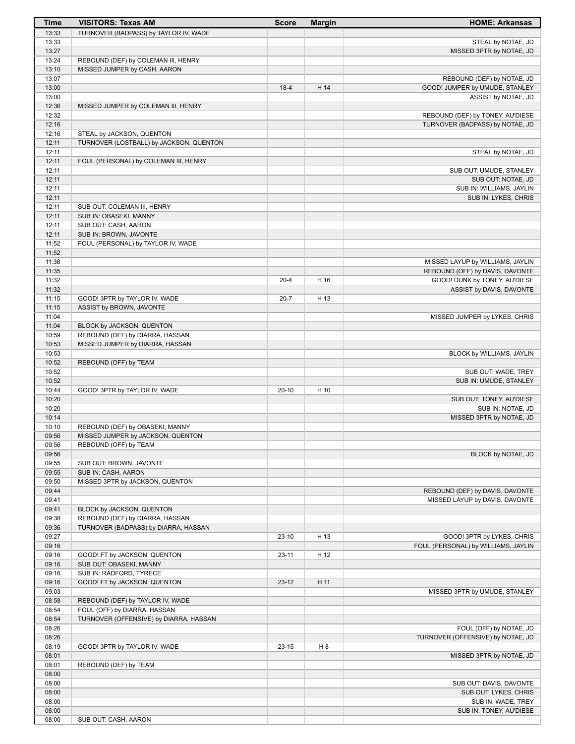| Time | VISITORS: Texas AM | Score | Margin | HOME: Arkansas |
|---|---|---|---|---|
| 13:33 | TURNOVER (BADPASS) by TAYLOR IV, WADE | | | |
| 13:33 | | | | STEAL by NOTAE, JD |
| 13:27 | | | | MISSED 3PTR by NOTAE, JD |
| 13:24 | REBOUND (DEF) by COLEMAN III, HENRY | | | |
| 13:10 | MISSED JUMPER by CASH, AARON | | | |
| 13:07 | | | | REBOUND (DEF) by NOTAE, JD |
| 13:00 | | 18-4 | H 14 | GOOD! JUMPER by UMUDE, STANLEY |
| 13:00 | | | | ASSIST by NOTAE, JD |
| 12:36 | MISSED JUMPER by COLEMAN III, HENRY | | | |
| 12:32 | | | | REBOUND (DEF) by TONEY, AU'DIESE |
| 12:16 | | | | TURNOVER (BADPASS) by NOTAE, JD |
| 12:16 | STEAL by JACKSON, QUENTON | | | |
| 12:11 | TURNOVER (LOSTBALL) by JACKSON, QUENTON | | | |
| 12:11 | | | | STEAL by NOTAE, JD |
| 12:11 | FOUL (PERSONAL) by COLEMAN III, HENRY | | | |
| 12:11 | | | | SUB OUT: UMUDE, STANLEY |
| 12:11 | | | | SUB OUT: NOTAE, JD |
| 12:11 | | | | SUB IN: WILLIAMS, JAYLIN |
| 12:11 | | | | SUB IN: LYKES, CHRIS |
| 12:11 | SUB OUT: COLEMAN III, HENRY | | | |
| 12:11 | SUB IN: OBASEKI, MANNY | | | |
| 12:11 | SUB OUT: CASH, AARON | | | |
| 12:11 | SUB IN: BROWN, JAVONTE | | | |
| 11:52 | FOUL (PERSONAL) by TAYLOR IV, WADE | | | |
| 11:52 | | | | |
| 11:38 | | | | MISSED LAYUP by WILLIAMS, JAYLIN |
| 11:35 | | | | REBOUND (OFF) by DAVIS, DAVONTE |
| 11:32 | | 20-4 | H 16 | GOOD! DUNK by TONEY, AU'DIESE |
| 11:32 | | | | ASSIST by DAVIS, DAVONTE |
| 11:15 | GOOD! 3PTR by TAYLOR IV, WADE | 20-7 | H 13 | |
| 11:15 | ASSIST by BROWN, JAVONTE | | | |
| 11:04 | | | | MISSED JUMPER by LYKES, CHRIS |
| 11:04 | BLOCK by JACKSON, QUENTON | | | |
| 10:59 | REBOUND (DEF) by DIARRA, HASSAN | | | |
| 10:53 | MISSED JUMPER by DIARRA, HASSAN | | | |
| 10:53 | | | | BLOCK by WILLIAMS, JAYLIN |
| 10:52 | REBOUND (OFF) by TEAM | | | |
| 10:52 | | | | SUB OUT: WADE, TREY |
| 10:52 | | | | SUB IN: UMUDE, STANLEY |
| 10:44 | GOOD! 3PTR by TAYLOR IV, WADE | 20-10 | H 10 | |
| 10:20 | | | | SUB OUT: TONEY, AU'DIESE |
| 10:20 | | | | SUB IN: NOTAE, JD |
| 10:14 | | | | MISSED 3PTR by NOTAE, JD |
| 10:10 | REBOUND (DEF) by OBASEKI, MANNY | | | |
| 09:56 | MISSED JUMPER by JACKSON, QUENTON | | | |
| 09:56 | REBOUND (OFF) by TEAM | | | |
| 09:56 | | | | BLOCK by NOTAE, JD |
| 09:55 | SUB OUT: BROWN, JAVONTE | | | |
| 09:55 | SUB IN: CASH, AARON | | | |
| 09:50 | MISSED 3PTR by JACKSON, QUENTON | | | |
| 09:44 | | | | REBOUND (DEF) by DAVIS, DAVONTE |
| 09:41 | | | | MISSED LAYUP by DAVIS, DAVONTE |
| 09:41 | BLOCK by JACKSON, QUENTON | | | |
| 09:38 | REBOUND (DEF) by DIARRA, HASSAN | | | |
| 09:36 | TURNOVER (BADPASS) by DIARRA, HASSAN | | | |
| 09:27 | | 23-10 | H 13 | GOOD! 3PTR by LYKES, CHRIS |
| 09:16 | | | | FOUL (PERSONAL) by WILLIAMS, JAYLIN |
| 09:16 | GOOD! FT by JACKSON, QUENTON | 23-11 | H 12 | |
| 09:16 | SUB OUT: OBASEKI, MANNY | | | |
| 09:16 | SUB IN: RADFORD, TYRECE | | | |
| 09:16 | GOOD! FT by JACKSON, QUENTON | 23-12 | H 11 | |
| 09:03 | | | | MISSED 3PTR by UMUDE, STANLEY |
| 08:58 | REBOUND (DEF) by TAYLOR IV, WADE | | | |
| 08:54 | FOUL (OFF) by DIARRA, HASSAN | | | |
| 08:54 | TURNOVER (OFFENSIVE) by DIARRA, HASSAN | | | |
| 08:26 | | | | FOUL (OFF) by NOTAE, JD |
| 08:26 | | | | TURNOVER (OFFENSIVE) by NOTAE, JD |
| 08:19 | GOOD! 3PTR by TAYLOR IV, WADE | 23-15 | H 8 | |
| 08:01 | | | | MISSED 3PTR by NOTAE, JD |
| 08:01 | REBOUND (DEF) by TEAM | | | |
| 08:00 | | | | |
| 08:00 | | | | SUB OUT: DAVIS, DAVONTE |
| 08:00 | | | | SUB OUT: LYKES, CHRIS |
| 08:00 | | | | SUB IN: WADE, TREY |
| 08:00 | | | | SUB IN: TONEY, AU'DIESE |
| 08:00 | SUB OUT: CASH, AARON | | | |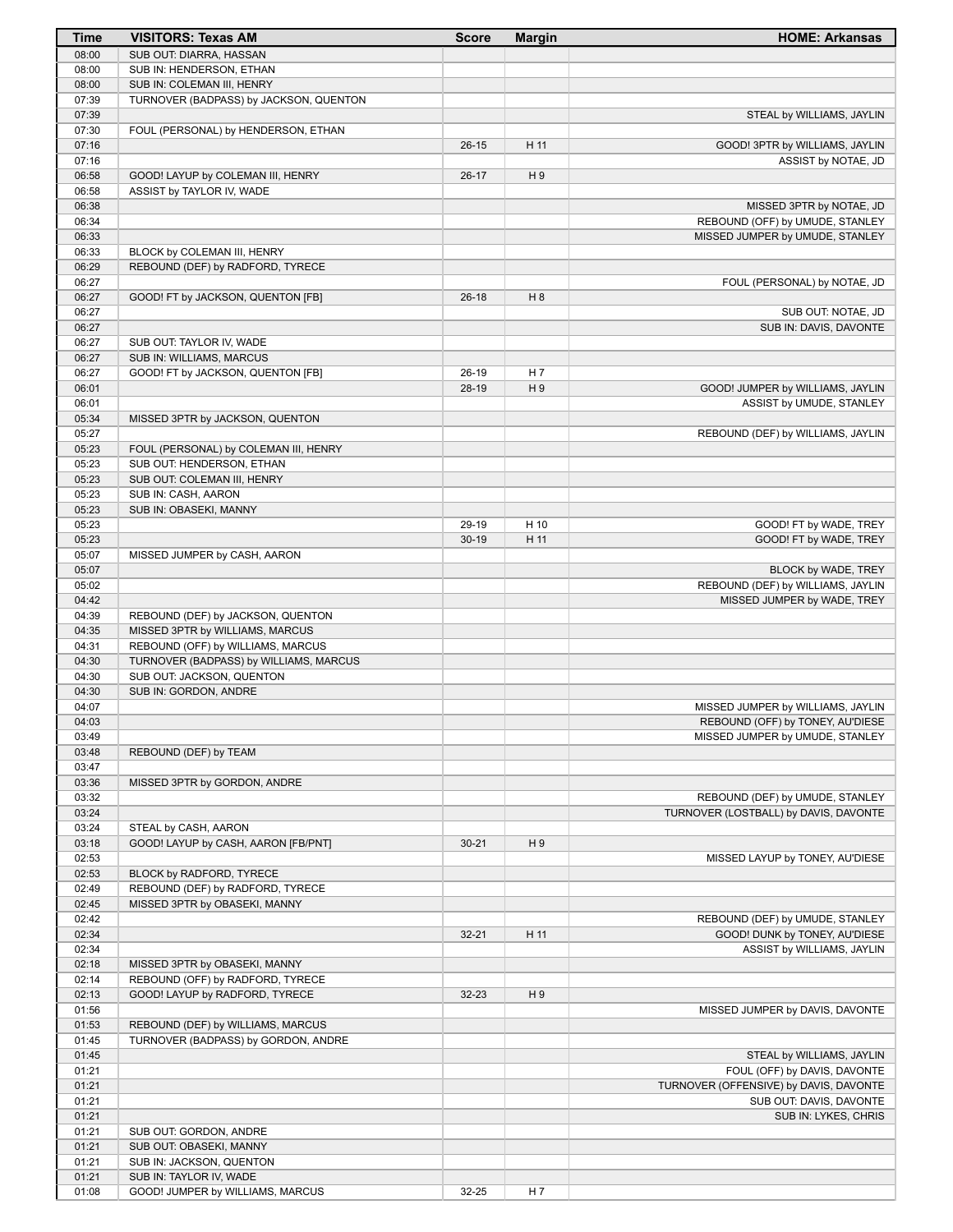| Time | VISITORS: Texas AM | Score | Margin | HOME: Arkansas |
| --- | --- | --- | --- | --- |
| 08:00 | SUB OUT: DIARRA, HASSAN | | | |
| 08:00 | SUB IN: HENDERSON, ETHAN | | | |
| 08:00 | SUB IN: COLEMAN III, HENRY | | | |
| 07:39 | TURNOVER (BADPASS) by JACKSON, QUENTON | | | |
| 07:39 | | | | STEAL by WILLIAMS, JAYLIN |
| 07:30 | FOUL (PERSONAL) by HENDERSON, ETHAN | | | |
| 07:16 | | 26-15 | H 11 | GOOD! 3PTR by WILLIAMS, JAYLIN |
| 07:16 | | | | ASSIST by NOTAE, JD |
| 06:58 | GOOD! LAYUP by COLEMAN III, HENRY | 26-17 | H 9 | |
| 06:58 | ASSIST by TAYLOR IV, WADE | | | |
| 06:38 | | | | MISSED 3PTR by NOTAE, JD |
| 06:34 | | | | REBOUND (OFF) by UMUDE, STANLEY |
| 06:33 | | | | MISSED JUMPER by UMUDE, STANLEY |
| 06:33 | BLOCK by COLEMAN III, HENRY | | | |
| 06:29 | REBOUND (DEF) by RADFORD, TYRECE | | | |
| 06:27 | | | | FOUL (PERSONAL) by NOTAE, JD |
| 06:27 | GOOD! FT by JACKSON, QUENTON [FB] | 26-18 | H 8 | |
| 06:27 | | | | SUB OUT: NOTAE, JD |
| 06:27 | | | | SUB IN: DAVIS, DAVONTE |
| 06:27 | SUB OUT: TAYLOR IV, WADE | | | |
| 06:27 | SUB IN: WILLIAMS, MARCUS | | | |
| 06:27 | GOOD! FT by JACKSON, QUENTON [FB] | 26-19 | H 7 | |
| 06:01 | | 28-19 | H 9 | GOOD! JUMPER by WILLIAMS, JAYLIN |
| 06:01 | | | | ASSIST by UMUDE, STANLEY |
| 05:34 | MISSED 3PTR by JACKSON, QUENTON | | | |
| 05:27 | | | | REBOUND (DEF) by WILLIAMS, JAYLIN |
| 05:23 | FOUL (PERSONAL) by COLEMAN III, HENRY | | | |
| 05:23 | SUB OUT: HENDERSON, ETHAN | | | |
| 05:23 | SUB OUT: COLEMAN III, HENRY | | | |
| 05:23 | SUB IN: CASH, AARON | | | |
| 05:23 | SUB IN: OBASEKI, MANNY | | | |
| 05:23 | | 29-19 | H 10 | GOOD! FT by WADE, TREY |
| 05:23 | | 30-19 | H 11 | GOOD! FT by WADE, TREY |
| 05:07 | MISSED JUMPER by CASH, AARON | | | |
| 05:07 | | | | BLOCK by WADE, TREY |
| 05:02 | | | | REBOUND (DEF) by WILLIAMS, JAYLIN |
| 04:42 | | | | MISSED JUMPER by WADE, TREY |
| 04:39 | REBOUND (DEF) by JACKSON, QUENTON | | | |
| 04:35 | MISSED 3PTR by WILLIAMS, MARCUS | | | |
| 04:31 | REBOUND (OFF) by WILLIAMS, MARCUS | | | |
| 04:30 | TURNOVER (BADPASS) by WILLIAMS, MARCUS | | | |
| 04:30 | SUB OUT: JACKSON, QUENTON | | | |
| 04:30 | SUB IN: GORDON, ANDRE | | | |
| 04:07 | | | | MISSED JUMPER by WILLIAMS, JAYLIN |
| 04:03 | | | | REBOUND (OFF) by TONEY, AU'DIESE |
| 03:49 | | | | MISSED JUMPER by UMUDE, STANLEY |
| 03:48 | REBOUND (DEF) by TEAM | | | |
| 03:47 | | | | |
| 03:36 | MISSED 3PTR by GORDON, ANDRE | | | |
| 03:32 | | | | REBOUND (DEF) by UMUDE, STANLEY |
| 03:24 | | | | TURNOVER (LOSTBALL) by DAVIS, DAVONTE |
| 03:24 | STEAL by CASH, AARON | | | |
| 03:18 | GOOD! LAYUP by CASH, AARON [FB/PNT] | 30-21 | H 9 | |
| 02:53 | | | | MISSED LAYUP by TONEY, AU'DIESE |
| 02:53 | BLOCK by RADFORD, TYRECE | | | |
| 02:49 | REBOUND (DEF) by RADFORD, TYRECE | | | |
| 02:45 | MISSED 3PTR by OBASEKI, MANNY | | | |
| 02:42 | | | | REBOUND (DEF) by UMUDE, STANLEY |
| 02:34 | | 32-21 | H 11 | GOOD! DUNK by TONEY, AU'DIESE |
| 02:34 | | | | ASSIST by WILLIAMS, JAYLIN |
| 02:18 | MISSED 3PTR by OBASEKI, MANNY | | | |
| 02:14 | REBOUND (OFF) by RADFORD, TYRECE | | | |
| 02:13 | GOOD! LAYUP by RADFORD, TYRECE | 32-23 | H 9 | |
| 01:56 | | | | MISSED JUMPER by DAVIS, DAVONTE |
| 01:53 | REBOUND (DEF) by WILLIAMS, MARCUS | | | |
| 01:45 | TURNOVER (BADPASS) by GORDON, ANDRE | | | |
| 01:45 | | | | STEAL by WILLIAMS, JAYLIN |
| 01:21 | | | | FOUL (OFF) by DAVIS, DAVONTE |
| 01:21 | | | | TURNOVER (OFFENSIVE) by DAVIS, DAVONTE |
| 01:21 | | | | SUB OUT: DAVIS, DAVONTE |
| 01:21 | | | | SUB IN: LYKES, CHRIS |
| 01:21 | SUB OUT: GORDON, ANDRE | | | |
| 01:21 | SUB OUT: OBASEKI, MANNY | | | |
| 01:21 | SUB IN: JACKSON, QUENTON | | | |
| 01:21 | SUB IN: TAYLOR IV, WADE | | | |
| 01:08 | GOOD! JUMPER by WILLIAMS, MARCUS | 32-25 | H 7 | |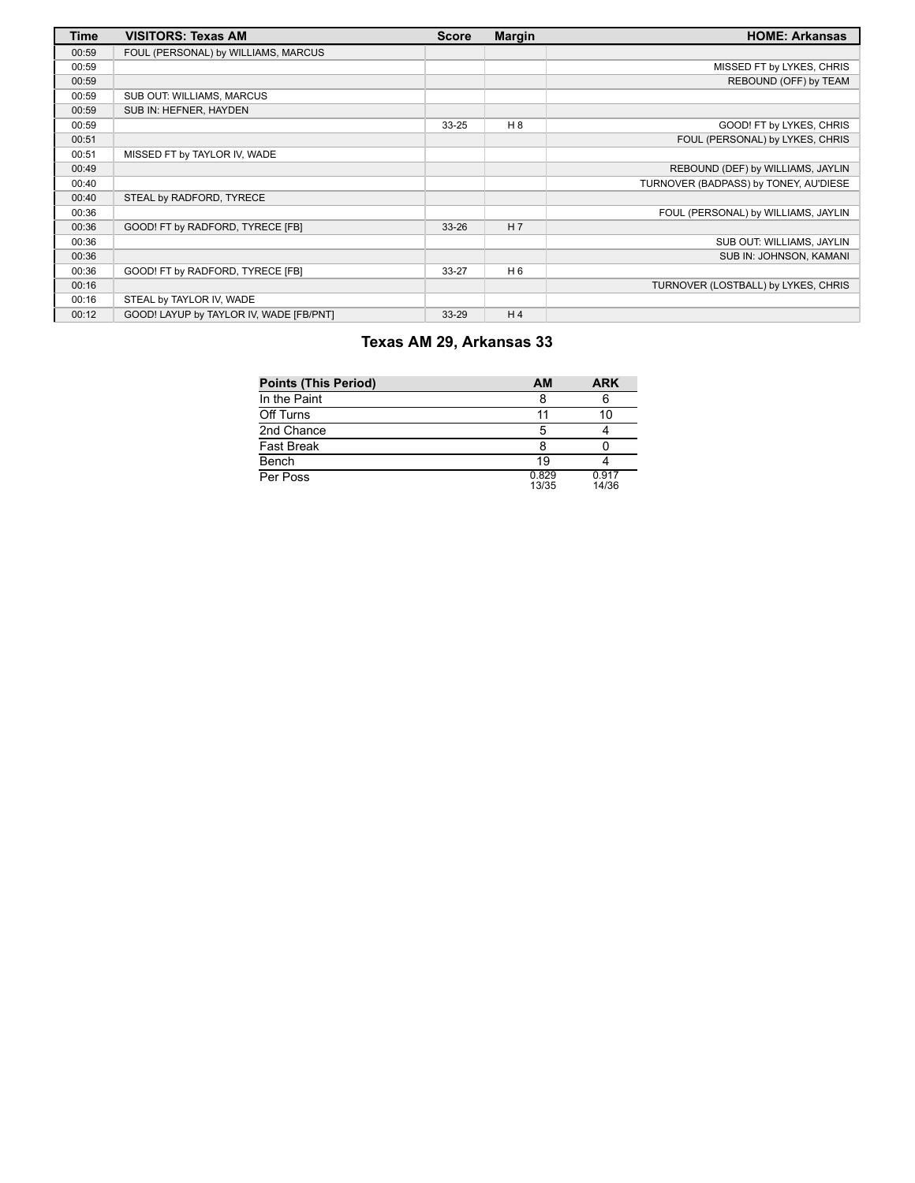| Time | VISITORS: Texas AM | Score | Margin | HOME: Arkansas |
| --- | --- | --- | --- | --- |
| 00:59 | FOUL (PERSONAL) by WILLIAMS, MARCUS | | | |
| 00:59 | | | | MISSED FT by LYKES, CHRIS |
| 00:59 | | | | REBOUND (OFF) by TEAM |
| 00:59 | SUB OUT: WILLIAMS, MARCUS | | | |
| 00:59 | SUB IN: HEFNER, HAYDEN | | | |
| 00:59 | | 33-25 | H 8 | GOOD! FT by LYKES, CHRIS |
| 00:51 | | | | FOUL (PERSONAL) by LYKES, CHRIS |
| 00:51 | MISSED FT by TAYLOR IV, WADE | | | |
| 00:49 | | | | REBOUND (DEF) by WILLIAMS, JAYLIN |
| 00:40 | | | | TURNOVER (BADPASS) by TONEY, AU'DIESE |
| 00:40 | STEAL by RADFORD, TYRECE | | | |
| 00:36 | | | | FOUL (PERSONAL) by WILLIAMS, JAYLIN |
| 00:36 | GOOD! FT by RADFORD, TYRECE [FB] | 33-26 | H 7 | |
| 00:36 | | | | SUB OUT: WILLIAMS, JAYLIN |
| 00:36 | | | | SUB IN: JOHNSON, KAMANI |
| 00:36 | GOOD! FT by RADFORD, TYRECE [FB] | 33-27 | H 6 | |
| 00:16 | | | | TURNOVER (LOSTBALL) by LYKES, CHRIS |
| 00:16 | STEAL by TAYLOR IV, WADE | | | |
| 00:12 | GOOD! LAYUP by TAYLOR IV, WADE [FB/PNT] | 33-29 | H 4 | |

## Texas AM 29, Arkansas 33

| Points (This Period) | AM | ARK |
| --- | --- | --- |
| In the Paint | 8 | 6 |
| Off Turns | 11 | 10 |
| 2nd Chance | 5 | 4 |
| Fast Break | 8 | 0 |
| Bench | 19 | 4 |
| Per Poss | 0.829 13/35 | 0.917 14/36 |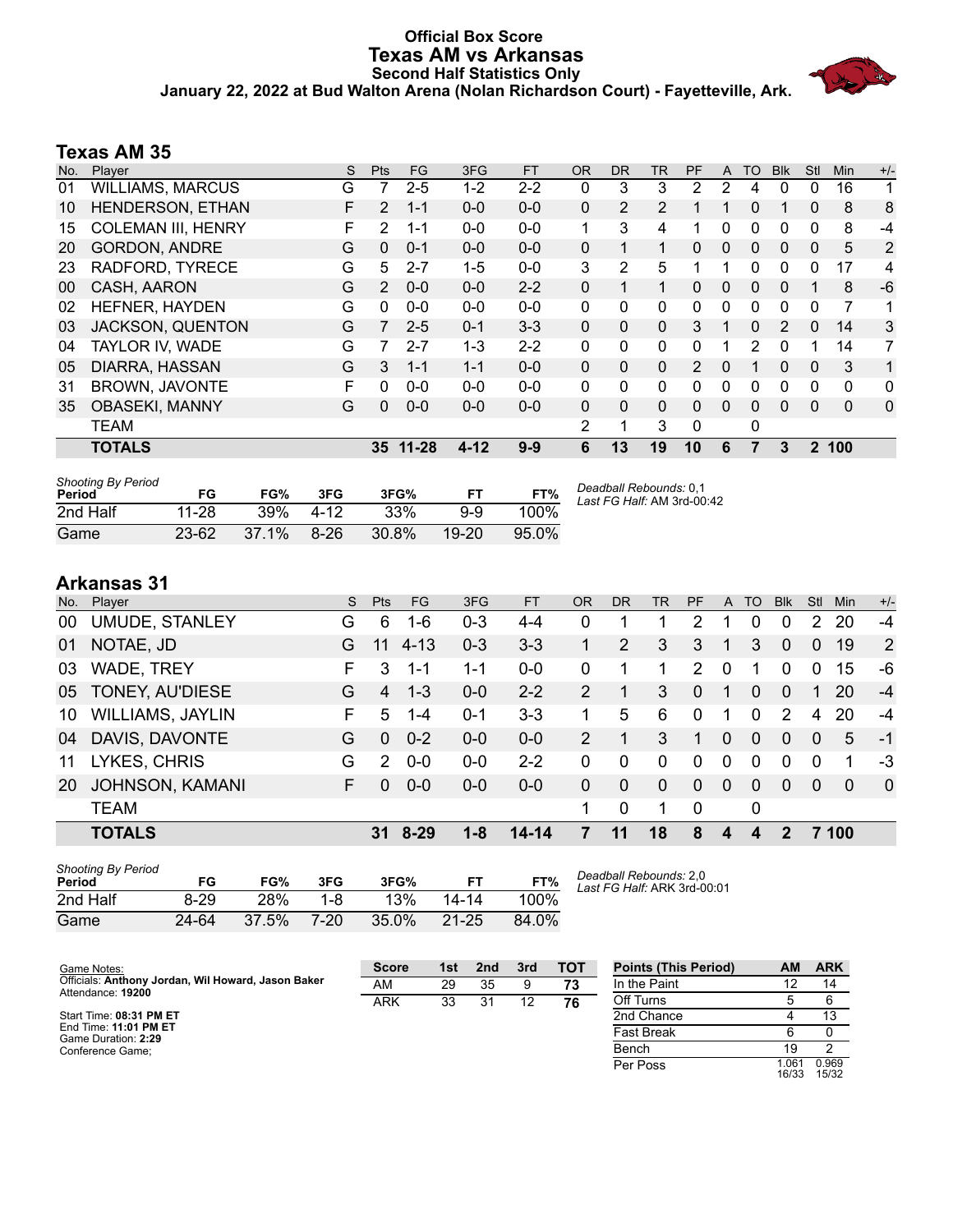# Official Box Score
## Texas AM vs Arkansas
### Second Half Statistics Only
### January 22, 2022 at Bud Walton Arena (Nolan Richardson Court) - Fayetteville, Ark.

## Texas AM 35

| No. | Player | S | Pts | FG | 3FG | FT | OR | DR | TR | PF | A | TO | Blk | Stl | Min | +/- |
|---|---|---|---|---|---|---|---|---|---|---|---|---|---|---|---|---|
| 01 | WILLIAMS, MARCUS | G | 7 | 2-5 | 1-2 | 2-2 | 0 | 3 | 3 | 2 | 2 | 4 | 0 | 0 | 16 | 1 |
| 10 | HENDERSON, ETHAN | F | 2 | 1-1 | 0-0 | 0-0 | 0 | 2 | 2 | 1 | 1 | 0 | 1 | 0 | 8 | 8 |
| 15 | COLEMAN III, HENRY | F | 2 | 1-1 | 0-0 | 0-0 | 1 | 3 | 4 | 1 | 0 | 0 | 0 | 0 | 8 | -4 |
| 20 | GORDON, ANDRE | G | 0 | 0-1 | 0-0 | 0-0 | 0 | 1 | 1 | 0 | 0 | 0 | 0 | 0 | 5 | 2 |
| 23 | RADFORD, TYRECE | G | 5 | 2-7 | 1-5 | 0-0 | 3 | 2 | 5 | 1 | 1 | 0 | 0 | 0 | 17 | 4 |
| 00 | CASH, AARON | G | 2 | 0-0 | 0-0 | 2-2 | 0 | 1 | 1 | 0 | 0 | 0 | 0 | 1 | 8 | -6 |
| 02 | HEFNER, HAYDEN | G | 0 | 0-0 | 0-0 | 0-0 | 0 | 0 | 0 | 0 | 0 | 0 | 0 | 0 | 7 | 1 |
| 03 | JACKSON, QUENTON | G | 7 | 2-5 | 0-1 | 3-3 | 0 | 0 | 0 | 3 | 1 | 0 | 2 | 0 | 14 | 3 |
| 04 | TAYLOR IV, WADE | G | 7 | 2-7 | 1-3 | 2-2 | 0 | 0 | 0 | 0 | 1 | 2 | 0 | 1 | 14 | 7 |
| 05 | DIARRA, HASSAN | G | 3 | 1-1 | 1-1 | 0-0 | 0 | 0 | 0 | 2 | 0 | 1 | 0 | 0 | 3 | 1 |
| 31 | BROWN, JAVONTE | F | 0 | 0-0 | 0-0 | 0-0 | 0 | 0 | 0 | 0 | 0 | 0 | 0 | 0 | 0 | 0 |
| 35 | OBASEKI, MANNY | G | 0 | 0-0 | 0-0 | 0-0 | 0 | 0 | 0 | 0 | 0 | 0 | 0 | 0 | 0 | 0 |
| | TEAM | | | | | | 2 | 1 | 3 | 0 | | 0 | | | | |
| | **TOTALS** | | **35** | **11-28** | **4-12** | **9-9** | **6** | **13** | **19** | **10** | **6** | **7** | **3** | **2** | **100** | |

| Shooting By Period Period | FG | FG% | 3FG | 3FG% | FT | FT% |
|---|---|---|---|---|---|---|
| 2nd Half | 11-28 | 39% | 4-12 | 33% | 9-9 | 100% |
| Game | 23-62 | 37.1% | 8-26 | 30.8% | 19-20 | 95.0% |

*Deadball Rebounds:* 0,1
*Last FG Half:* AM 3rd-00:42

## Arkansas 31

| No. | Player | S | Pts | FG | 3FG | FT | OR | DR | TR | PF | A | TO | Blk | Stl | Min | +/- |
|---|---|---|---|---|---|---|---|---|---|---|---|---|---|---|---|---|
| 00 | UMUDE, STANLEY | G | 6 | 1-6 | 0-3 | 4-4 | 0 | 1 | 1 | 2 | 1 | 0 | 0 | 2 | 20 | -4 |
| 01 | NOTAE, JD | G | 11 | 4-13 | 0-3 | 3-3 | 1 | 2 | 3 | 3 | 1 | 3 | 0 | 0 | 19 | 2 |
| 03 | WADE, TREY | F | 3 | 1-1 | 1-1 | 0-0 | 0 | 1 | 1 | 2 | 0 | 1 | 0 | 0 | 15 | -6 |
| 05 | TONEY, AU'DIESE | G | 4 | 1-3 | 0-0 | 2-2 | 2 | 1 | 3 | 0 | 1 | 0 | 0 | 1 | 20 | -4 |
| 10 | WILLIAMS, JAYLIN | F | 5 | 1-4 | 0-1 | 3-3 | 1 | 5 | 6 | 0 | 1 | 0 | 2 | 4 | 20 | -4 |
| 04 | DAVIS, DAVONTE | G | 0 | 0-2 | 0-0 | 0-0 | 2 | 1 | 3 | 1 | 0 | 0 | 0 | 0 | 5 | -1 |
| 11 | LYKES, CHRIS | G | 2 | 0-0 | 0-0 | 2-2 | 0 | 0 | 0 | 0 | 0 | 0 | 0 | 0 | 1 | -3 |
| 20 | JOHNSON, KAMANI | F | 0 | 0-0 | 0-0 | 0-0 | 0 | 0 | 0 | 0 | 0 | 0 | 0 | 0 | 0 | 0 |
| | TEAM | | | | | | 1 | 0 | 1 | 0 | | 0 | | | | |
| | **TOTALS** | | **31** | **8-29** | **1-8** | **14-14** | **7** | **11** | **18** | **8** | **4** | **4** | **2** | **7** | **100** | |

| Shooting By Period Period | FG | FG% | 3FG | 3FG% | FT | FT% |
|---|---|---|---|---|---|---|
| 2nd Half | 8-29 | 28% | 1-8 | 13% | 14-14 | 100% |
| Game | 24-64 | 37.5% | 7-20 | 35.0% | 21-25 | 84.0% |

*Deadball Rebounds:* 2,0
*Last FG Half:* ARK 3rd-00:01

Game Notes:
Officials: **Anthony Jordan, Wil Howard, Jason Baker**
Attendance: **19200**

Start Time: **08:31 PM ET**
End Time: **11:01 PM ET**
Game Duration: **2:29**
Conference Game;

| Score | 1st | 2nd | 3rd | TOT |
|---|---|---|---|---|
| AM | 29 | 35 | 9 | **73** |
| ARK | 33 | 31 | 12 | **76** |

| Points (This Period) | AM | ARK |
|---|---|---|
| In the Paint | 12 | 14 |
| Off Turns | 5 | 6 |
| 2nd Chance | 4 | 13 |
| Fast Break | 6 | 0 |
| Bench | 19 | 2 |
| Per Poss | 1.061 16/33 | 0.969 15/32 |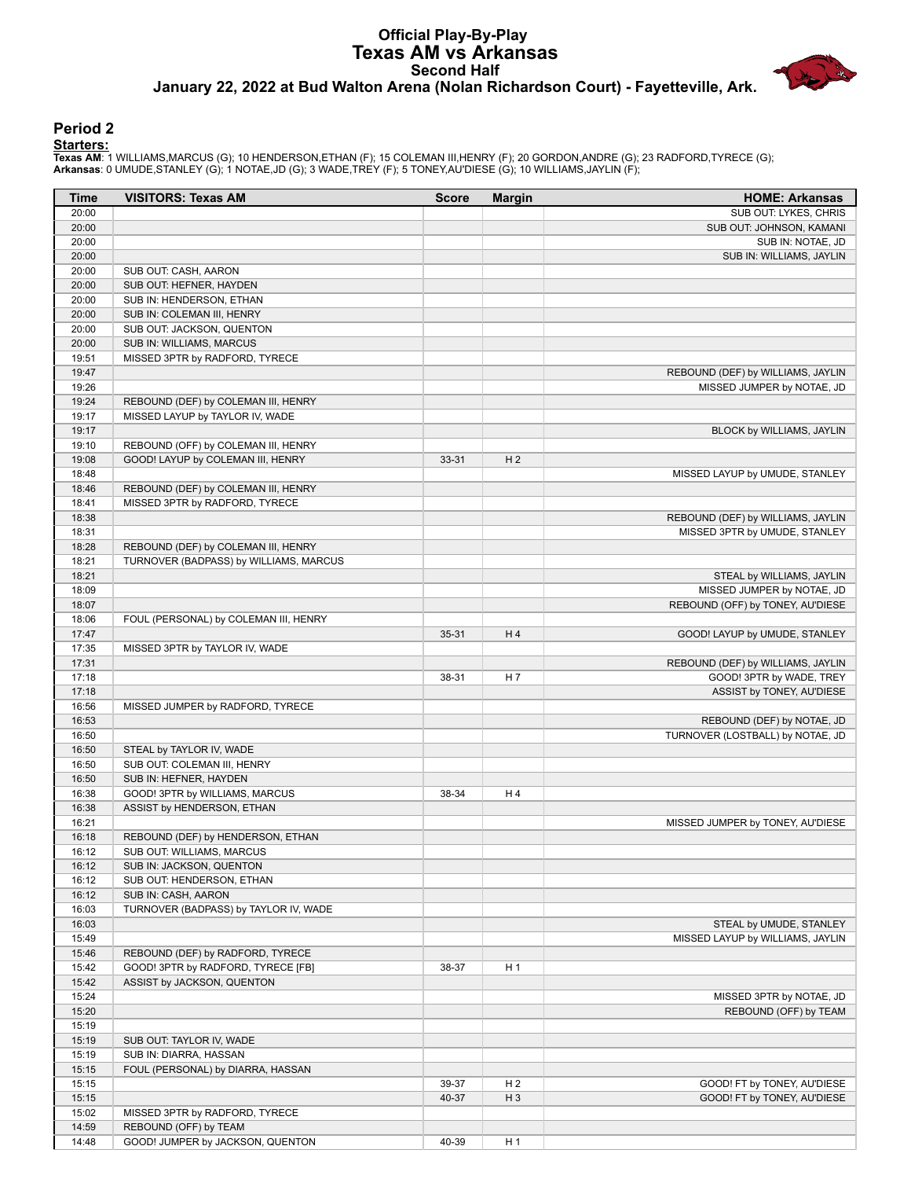# Official Play-By-Play
# Texas AM vs Arkansas
## Second Half
### January 22, 2022 at Bud Walton Arena (Nolan Richardson Court) - Fayetteville, Ark.

## Period 2

**Starters:**

**Texas AM**: 1 WILLIAMS,MARCUS (G); 10 HENDERSON,ETHAN (F); 15 COLEMAN III,HENRY (F); 20 GORDON,ANDRE (G); 23 RADFORD,TYRECE (G);
**Arkansas**: 0 UMUDE,STANLEY (G); 1 NOTAE,JD (G); 3 WADE,TREY (F); 5 TONEY,AU'DIESE (G); 10 WILLIAMS,JAYLIN (F);

| Time | VISITORS: Texas AM | Score | Margin | HOME: Arkansas |
|---|---|---|---|---|
| 20:00 | | | | SUB OUT: LYKES, CHRIS |
| 20:00 | | | | SUB OUT: JOHNSON, KAMANI |
| 20:00 | | | | SUB IN: NOTAE, JD |
| 20:00 | | | | SUB IN: WILLIAMS, JAYLIN |
| 20:00 | SUB OUT: CASH, AARON | | | |
| 20:00 | SUB OUT: HEFNER, HAYDEN | | | |
| 20:00 | SUB IN: HENDERSON, ETHAN | | | |
| 20:00 | SUB IN: COLEMAN III, HENRY | | | |
| 20:00 | SUB OUT: JACKSON, QUENTON | | | |
| 20:00 | SUB IN: WILLIAMS, MARCUS | | | |
| 19:51 | MISSED 3PTR by RADFORD, TYRECE | | | |
| 19:47 | | | | REBOUND (DEF) by WILLIAMS, JAYLIN |
| 19:26 | | | | MISSED JUMPER by NOTAE, JD |
| 19:24 | REBOUND (DEF) by COLEMAN III, HENRY | | | |
| 19:17 | MISSED LAYUP by TAYLOR IV, WADE | | | |
| 19:17 | | | | BLOCK by WILLIAMS, JAYLIN |
| 19:10 | REBOUND (OFF) by COLEMAN III, HENRY | | | |
| 19:08 | GOOD! LAYUP by COLEMAN III, HENRY | 33-31 | H 2 | |
| 18:48 | | | | MISSED LAYUP by UMUDE, STANLEY |
| 18:46 | REBOUND (DEF) by COLEMAN III, HENRY | | | |
| 18:41 | MISSED 3PTR by RADFORD, TYRECE | | | |
| 18:38 | | | | REBOUND (DEF) by WILLIAMS, JAYLIN |
| 18:31 | | | | MISSED 3PTR by UMUDE, STANLEY |
| 18:28 | REBOUND (DEF) by COLEMAN III, HENRY | | | |
| 18:21 | TURNOVER (BADPASS) by WILLIAMS, MARCUS | | | |
| 18:21 | | | | STEAL by WILLIAMS, JAYLIN |
| 18:09 | | | | MISSED JUMPER by NOTAE, JD |
| 18:07 | | | | REBOUND (OFF) by TONEY, AU'DIESE |
| 18:06 | FOUL (PERSONAL) by COLEMAN III, HENRY | | | |
| 17:47 | | 35-31 | H 4 | GOOD! LAYUP by UMUDE, STANLEY |
| 17:35 | MISSED 3PTR by TAYLOR IV, WADE | | | |
| 17:31 | | | | REBOUND (DEF) by WILLIAMS, JAYLIN |
| 17:18 | | 38-31 | H 7 | GOOD! 3PTR by WADE, TREY |
| 17:18 | | | | ASSIST by TONEY, AU'DIESE |
| 16:56 | MISSED JUMPER by RADFORD, TYRECE | | | |
| 16:53 | | | | REBOUND (DEF) by NOTAE, JD |
| 16:50 | | | | TURNOVER (LOSTBALL) by NOTAE, JD |
| 16:50 | STEAL by TAYLOR IV, WADE | | | |
| 16:50 | SUB OUT: COLEMAN III, HENRY | | | |
| 16:50 | SUB IN: HEFNER, HAYDEN | | | |
| 16:38 | GOOD! 3PTR by WILLIAMS, MARCUS | 38-34 | H 4 | |
| 16:38 | ASSIST by HENDERSON, ETHAN | | | |
| 16:21 | | | | MISSED JUMPER by TONEY, AU'DIESE |
| 16:18 | REBOUND (DEF) by HENDERSON, ETHAN | | | |
| 16:12 | SUB OUT: WILLIAMS, MARCUS | | | |
| 16:12 | SUB IN: JACKSON, QUENTON | | | |
| 16:12 | SUB OUT: HENDERSON, ETHAN | | | |
| 16:12 | SUB IN: CASH, AARON | | | |
| 16:03 | TURNOVER (BADPASS) by TAYLOR IV, WADE | | | |
| 16:03 | | | | STEAL by UMUDE, STANLEY |
| 15:49 | | | | MISSED LAYUP by WILLIAMS, JAYLIN |
| 15:46 | REBOUND (DEF) by RADFORD, TYRECE | | | |
| 15:42 | GOOD! 3PTR by RADFORD, TYRECE [FB] | 38-37 | H 1 | |
| 15:42 | ASSIST by JACKSON, QUENTON | | | |
| 15:24 | | | | MISSED 3PTR by NOTAE, JD |
| 15:20 | | | | REBOUND (OFF) by TEAM |
| 15:19 | | | | |
| 15:19 | SUB OUT: TAYLOR IV, WADE | | | |
| 15:19 | SUB IN: DIARRA, HASSAN | | | |
| 15:15 | FOUL (PERSONAL) by DIARRA, HASSAN | | | |
| 15:15 | | 39-37 | H 2 | GOOD! FT by TONEY, AU'DIESE |
| 15:15 | | 40-37 | H 3 | GOOD! FT by TONEY, AU'DIESE |
| 15:02 | MISSED 3PTR by RADFORD, TYRECE | | | |
| 14:59 | REBOUND (OFF) by TEAM | | | |
| 14:48 | GOOD! JUMPER by JACKSON, QUENTON | 40-39 | H 1 | |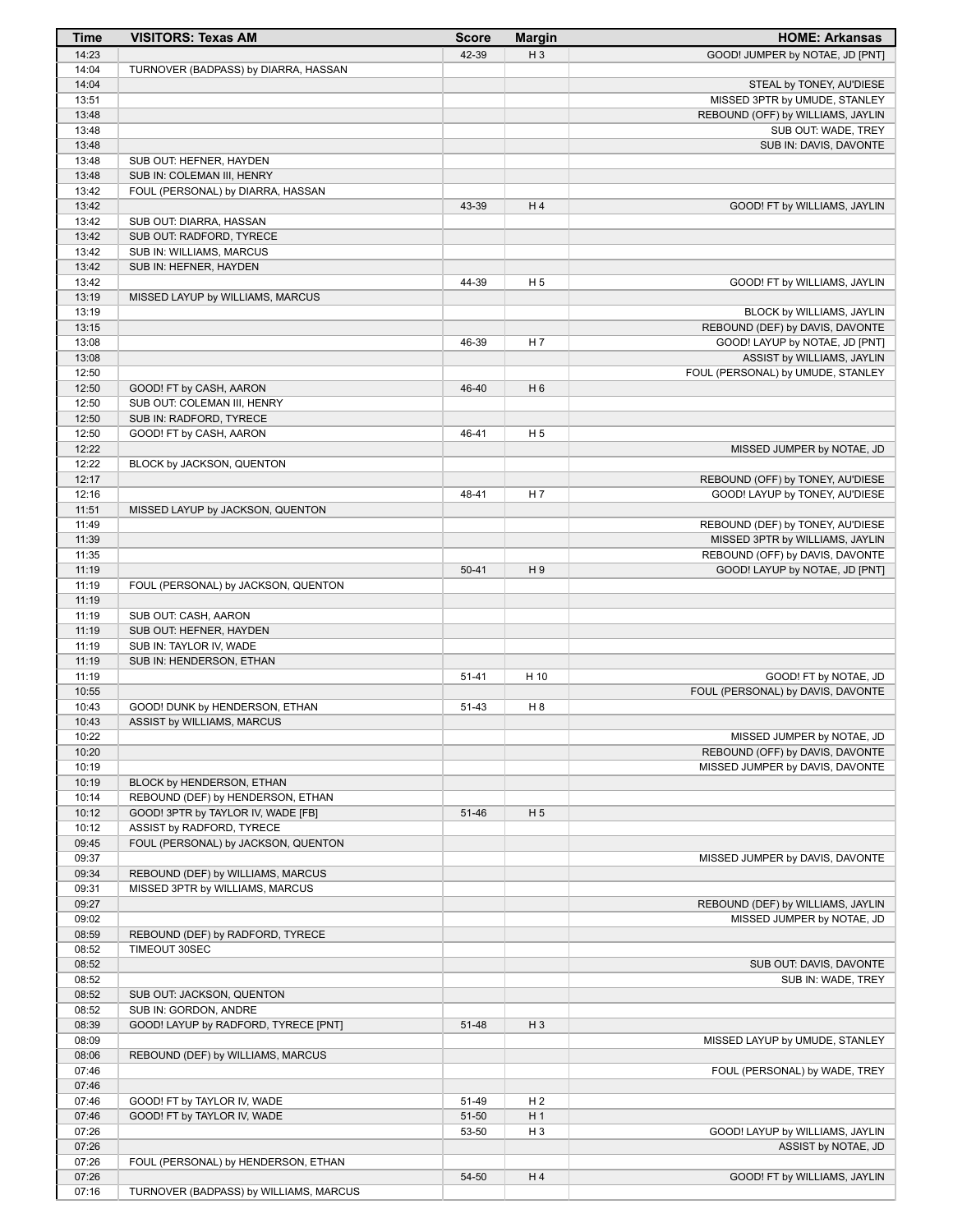| Time | VISITORS: Texas AM | Score | Margin | HOME: Arkansas |
| --- | --- | --- | --- | --- |
| 14:23 | | 42-39 | H 3 | GOOD! JUMPER by NOTAE, JD [PNT] |
| 14:04 | TURNOVER (BADPASS) by DIARRA, HASSAN | | | |
| 14:04 | | | | STEAL by TONEY, AU'DIESE |
| 13:51 | | | | MISSED 3PTR by UMUDE, STANLEY |
| 13:48 | | | | REBOUND (OFF) by WILLIAMS, JAYLIN |
| 13:48 | | | | SUB OUT: WADE, TREY |
| 13:48 | | | | SUB IN: DAVIS, DAVONTE |
| 13:48 | SUB OUT: HEFNER, HAYDEN | | | |
| 13:48 | SUB IN: COLEMAN III, HENRY | | | |
| 13:42 | FOUL (PERSONAL) by DIARRA, HASSAN | | | |
| 13:42 | | 43-39 | H 4 | GOOD! FT by WILLIAMS, JAYLIN |
| 13:42 | SUB OUT: DIARRA, HASSAN | | | |
| 13:42 | SUB OUT: RADFORD, TYRECE | | | |
| 13:42 | SUB IN: WILLIAMS, MARCUS | | | |
| 13:42 | SUB IN: HEFNER, HAYDEN | | | |
| 13:42 | | 44-39 | H 5 | GOOD! FT by WILLIAMS, JAYLIN |
| 13:19 | MISSED LAYUP by WILLIAMS, MARCUS | | | |
| 13:19 | | | | BLOCK by WILLIAMS, JAYLIN |
| 13:15 | | | | REBOUND (DEF) by DAVIS, DAVONTE |
| 13:08 | | 46-39 | H 7 | GOOD! LAYUP by NOTAE, JD [PNT] |
| 13:08 | | | | ASSIST by WILLIAMS, JAYLIN |
| 12:50 | | | | FOUL (PERSONAL) by UMUDE, STANLEY |
| 12:50 | GOOD! FT by CASH, AARON | 46-40 | H 6 | |
| 12:50 | SUB OUT: COLEMAN III, HENRY | | | |
| 12:50 | SUB IN: RADFORD, TYRECE | | | |
| 12:50 | GOOD! FT by CASH, AARON | 46-41 | H 5 | |
| 12:22 | | | | MISSED JUMPER by NOTAE, JD |
| 12:22 | BLOCK by JACKSON, QUENTON | | | |
| 12:17 | | | | REBOUND (OFF) by TONEY, AU'DIESE |
| 12:16 | | 48-41 | H 7 | GOOD! LAYUP by TONEY, AU'DIESE |
| 11:51 | MISSED LAYUP by JACKSON, QUENTON | | | |
| 11:49 | | | | REBOUND (DEF) by TONEY, AU'DIESE |
| 11:39 | | | | MISSED 3PTR by WILLIAMS, JAYLIN |
| 11:35 | | | | REBOUND (OFF) by DAVIS, DAVONTE |
| 11:19 | | 50-41 | H 9 | GOOD! LAYUP by NOTAE, JD [PNT] |
| 11:19 | FOUL (PERSONAL) by JACKSON, QUENTON | | | |
| 11:19 | | | | |
| 11:19 | SUB OUT: CASH, AARON | | | |
| 11:19 | SUB OUT: HEFNER, HAYDEN | | | |
| 11:19 | SUB IN: TAYLOR IV, WADE | | | |
| 11:19 | SUB IN: HENDERSON, ETHAN | | | |
| 11:19 | | 51-41 | H 10 | GOOD! FT by NOTAE, JD |
| 10:55 | | | | FOUL (PERSONAL) by DAVIS, DAVONTE |
| 10:43 | GOOD! DUNK by HENDERSON, ETHAN | 51-43 | H 8 | |
| 10:43 | ASSIST by WILLIAMS, MARCUS | | | |
| 10:22 | | | | MISSED JUMPER by NOTAE, JD |
| 10:20 | | | | REBOUND (OFF) by DAVIS, DAVONTE |
| 10:19 | | | | MISSED JUMPER by DAVIS, DAVONTE |
| 10:19 | BLOCK by HENDERSON, ETHAN | | | |
| 10:14 | REBOUND (DEF) by HENDERSON, ETHAN | | | |
| 10:12 | GOOD! 3PTR by TAYLOR IV, WADE [FB] | 51-46 | H 5 | |
| 10:12 | ASSIST by RADFORD, TYRECE | | | |
| 09:45 | FOUL (PERSONAL) by JACKSON, QUENTON | | | |
| 09:37 | | | | MISSED JUMPER by DAVIS, DAVONTE |
| 09:34 | REBOUND (DEF) by WILLIAMS, MARCUS | | | |
| 09:31 | MISSED 3PTR by WILLIAMS, MARCUS | | | |
| 09:27 | | | | REBOUND (DEF) by WILLIAMS, JAYLIN |
| 09:02 | | | | MISSED JUMPER by NOTAE, JD |
| 08:59 | REBOUND (DEF) by RADFORD, TYRECE | | | |
| 08:52 | TIMEOUT 30SEC | | | |
| 08:52 | | | | SUB OUT: DAVIS, DAVONTE |
| 08:52 | | | | SUB IN: WADE, TREY |
| 08:52 | SUB OUT: JACKSON, QUENTON | | | |
| 08:52 | SUB IN: GORDON, ANDRE | | | |
| 08:39 | GOOD! LAYUP by RADFORD, TYRECE [PNT] | 51-48 | H 3 | |
| 08:09 | | | | MISSED LAYUP by UMUDE, STANLEY |
| 08:06 | REBOUND (DEF) by WILLIAMS, MARCUS | | | |
| 07:46 | | | | FOUL (PERSONAL) by WADE, TREY |
| 07:46 | | | | |
| 07:46 | GOOD! FT by TAYLOR IV, WADE | 51-49 | H 2 | |
| 07:46 | GOOD! FT by TAYLOR IV, WADE | 51-50 | H 1 | |
| 07:26 | | 53-50 | H 3 | GOOD! LAYUP by WILLIAMS, JAYLIN |
| 07:26 | | | | ASSIST by NOTAE, JD |
| 07:26 | FOUL (PERSONAL) by HENDERSON, ETHAN | | | |
| 07:26 | | 54-50 | H 4 | GOOD! FT by WILLIAMS, JAYLIN |
| 07:16 | TURNOVER (BADPASS) by WILLIAMS, MARCUS | | | |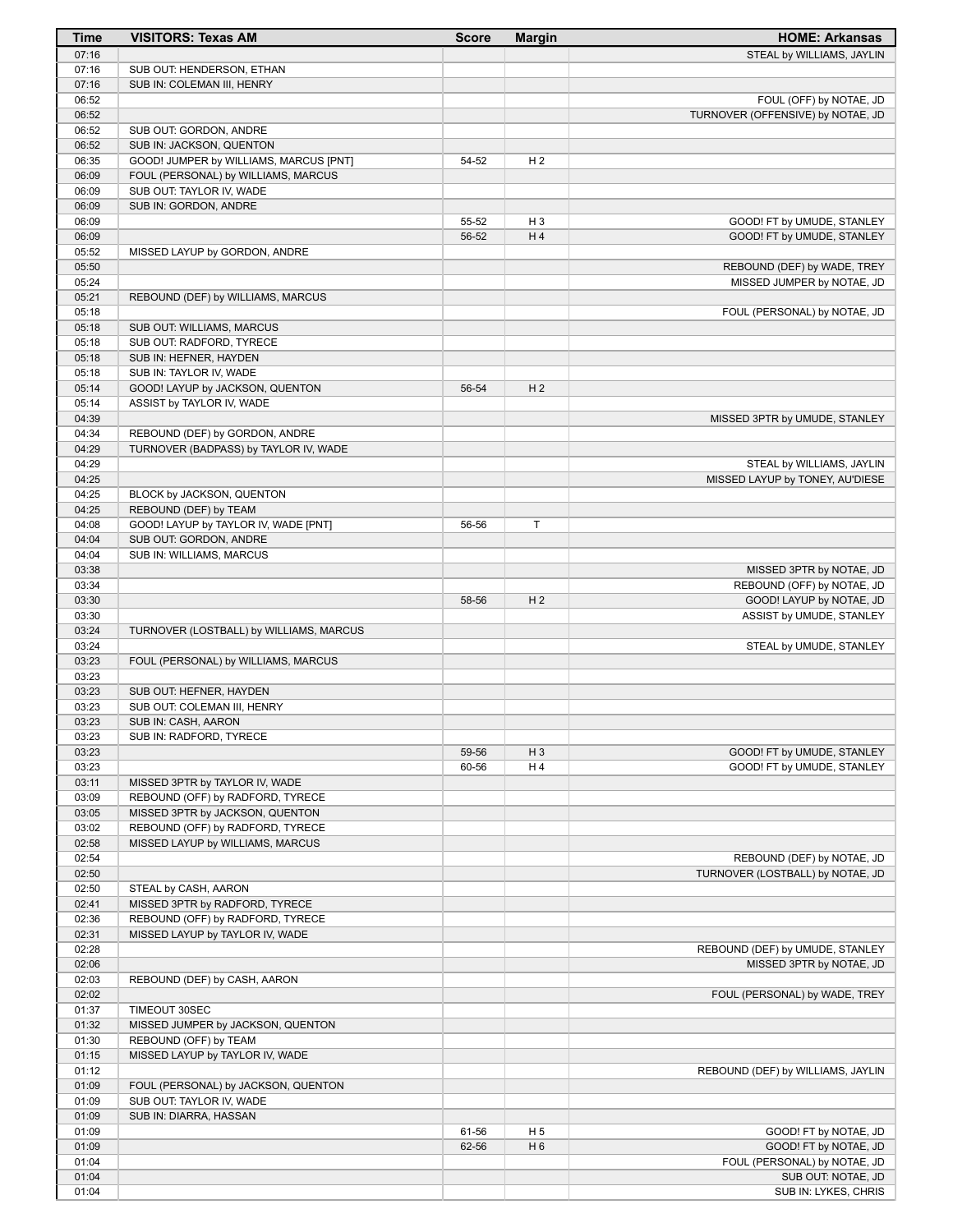| Time | VISITORS: Texas AM | Score | Margin | HOME: Arkansas |
|---|---|---|---|---|
| 07:16 | | | | STEAL by WILLIAMS, JAYLIN |
| 07:16 | SUB OUT: HENDERSON, ETHAN | | | |
| 07:16 | SUB IN: COLEMAN III, HENRY | | | |
| 06:52 | | | | FOUL (OFF) by NOTAE, JD |
| 06:52 | | | | TURNOVER (OFFENSIVE) by NOTAE, JD |
| 06:52 | SUB OUT: GORDON, ANDRE | | | |
| 06:52 | SUB IN: JACKSON, QUENTON | | | |
| 06:35 | GOOD! JUMPER by WILLIAMS, MARCUS [PNT] | 54-52 | H 2 | |
| 06:09 | FOUL (PERSONAL) by WILLIAMS, MARCUS | | | |
| 06:09 | SUB OUT: TAYLOR IV, WADE | | | |
| 06:09 | SUB IN: GORDON, ANDRE | | | |
| 06:09 | | 55-52 | H 3 | GOOD! FT by UMUDE, STANLEY |
| 06:09 | | 56-52 | H 4 | GOOD! FT by UMUDE, STANLEY |
| 05:52 | MISSED LAYUP by GORDON, ANDRE | | | |
| 05:50 | | | | REBOUND (DEF) by WADE, TREY |
| 05:24 | | | | MISSED JUMPER by NOTAE, JD |
| 05:21 | REBOUND (DEF) by WILLIAMS, MARCUS | | | |
| 05:18 | | | | FOUL (PERSONAL) by NOTAE, JD |
| 05:18 | SUB OUT: WILLIAMS, MARCUS | | | |
| 05:18 | SUB OUT: RADFORD, TYRECE | | | |
| 05:18 | SUB IN: HEFNER, HAYDEN | | | |
| 05:18 | SUB IN: TAYLOR IV, WADE | | | |
| 05:14 | GOOD! LAYUP by JACKSON, QUENTON | 56-54 | H 2 | |
| 05:14 | ASSIST by TAYLOR IV, WADE | | | |
| 04:39 | | | | MISSED 3PTR by UMUDE, STANLEY |
| 04:34 | REBOUND (DEF) by GORDON, ANDRE | | | |
| 04:29 | TURNOVER (BADPASS) by TAYLOR IV, WADE | | | |
| 04:29 | | | | STEAL by WILLIAMS, JAYLIN |
| 04:25 | | | | MISSED LAYUP by TONEY, AU'DIESE |
| 04:25 | BLOCK by JACKSON, QUENTON | | | |
| 04:25 | REBOUND (DEF) by TEAM | | | |
| 04:08 | GOOD! LAYUP by TAYLOR IV, WADE [PNT] | 56-56 | T | |
| 04:04 | SUB OUT: GORDON, ANDRE | | | |
| 04:04 | SUB IN: WILLIAMS, MARCUS | | | |
| 03:38 | | | | MISSED 3PTR by NOTAE, JD |
| 03:34 | | | | REBOUND (OFF) by NOTAE, JD |
| 03:30 | | 58-56 | H 2 | GOOD! LAYUP by NOTAE, JD |
| 03:30 | | | | ASSIST by UMUDE, STANLEY |
| 03:24 | TURNOVER (LOSTBALL) by WILLIAMS, MARCUS | | | |
| 03:24 | | | | STEAL by UMUDE, STANLEY |
| 03:23 | FOUL (PERSONAL) by WILLIAMS, MARCUS | | | |
| 03:23 | | | | |
| 03:23 | SUB OUT: HEFNER, HAYDEN | | | |
| 03:23 | SUB OUT: COLEMAN III, HENRY | | | |
| 03:23 | SUB IN: CASH, AARON | | | |
| 03:23 | SUB IN: RADFORD, TYRECE | | | |
| 03:23 | | 59-56 | H 3 | GOOD! FT by UMUDE, STANLEY |
| 03:23 | | 60-56 | H 4 | GOOD! FT by UMUDE, STANLEY |
| 03:11 | MISSED 3PTR by TAYLOR IV, WADE | | | |
| 03:09 | REBOUND (OFF) by RADFORD, TYRECE | | | |
| 03:05 | MISSED 3PTR by JACKSON, QUENTON | | | |
| 03:02 | REBOUND (OFF) by RADFORD, TYRECE | | | |
| 02:58 | MISSED LAYUP by WILLIAMS, MARCUS | | | |
| 02:54 | | | | REBOUND (DEF) by NOTAE, JD |
| 02:50 | | | | TURNOVER (LOSTBALL) by NOTAE, JD |
| 02:50 | STEAL by CASH, AARON | | | |
| 02:41 | MISSED 3PTR by RADFORD, TYRECE | | | |
| 02:36 | REBOUND (OFF) by RADFORD, TYRECE | | | |
| 02:31 | MISSED LAYUP by TAYLOR IV, WADE | | | |
| 02:28 | | | | REBOUND (DEF) by UMUDE, STANLEY |
| 02:06 | | | | MISSED 3PTR by NOTAE, JD |
| 02:03 | REBOUND (DEF) by CASH, AARON | | | |
| 02:02 | | | | FOUL (PERSONAL) by WADE, TREY |
| 01:37 | TIMEOUT 30SEC | | | |
| 01:32 | MISSED JUMPER by JACKSON, QUENTON | | | |
| 01:30 | REBOUND (OFF) by TEAM | | | |
| 01:15 | MISSED LAYUP by TAYLOR IV, WADE | | | |
| 01:12 | | | | REBOUND (DEF) by WILLIAMS, JAYLIN |
| 01:09 | FOUL (PERSONAL) by JACKSON, QUENTON | | | |
| 01:09 | SUB OUT: TAYLOR IV, WADE | | | |
| 01:09 | SUB IN: DIARRA, HASSAN | | | |
| 01:09 | | 61-56 | H 5 | GOOD! FT by NOTAE, JD |
| 01:09 | | 62-56 | H 6 | GOOD! FT by NOTAE, JD |
| 01:04 | | | | FOUL (PERSONAL) by NOTAE, JD |
| 01:04 | | | | SUB OUT: NOTAE, JD |
| 01:04 | | | | SUB IN: LYKES, CHRIS |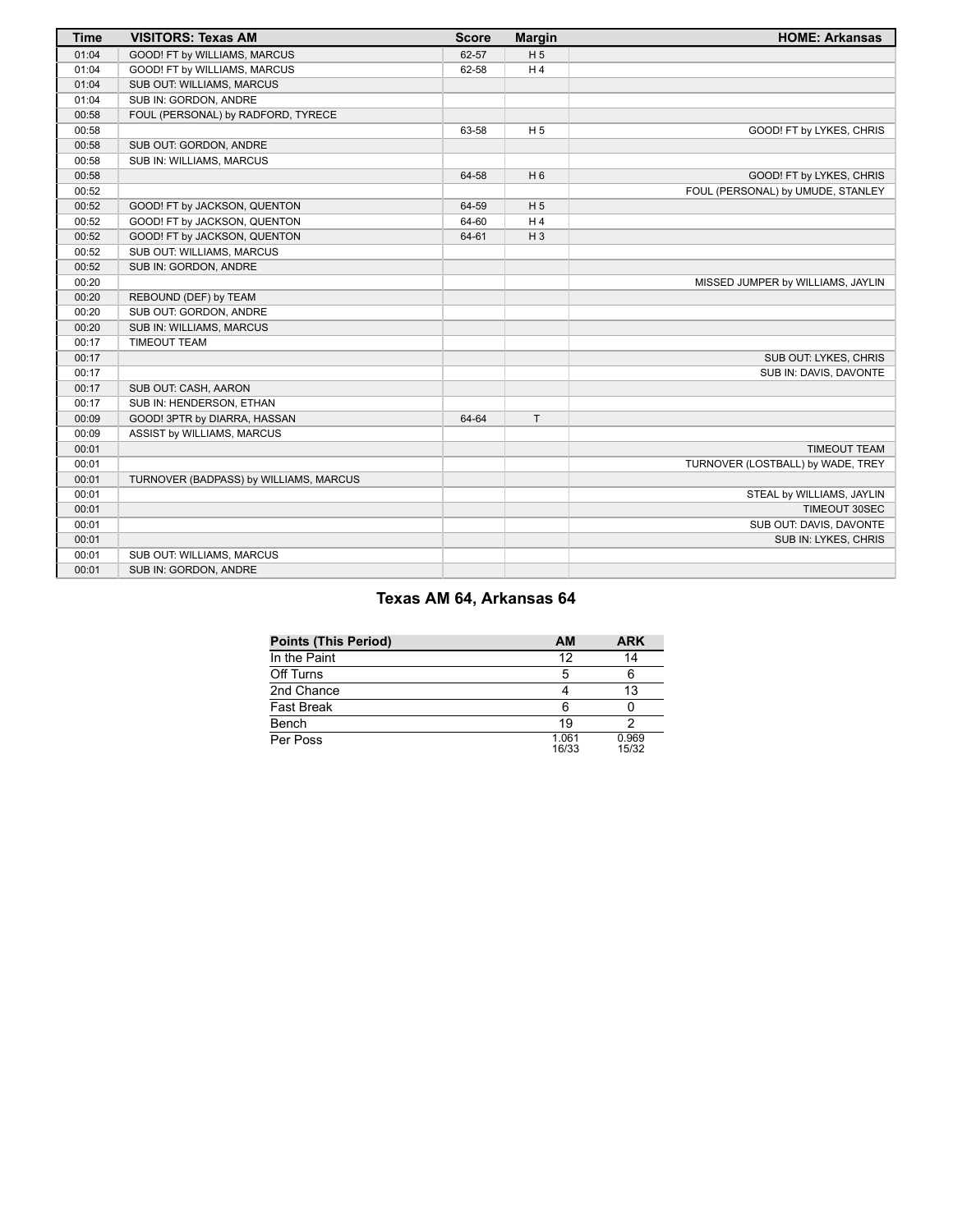| Time | VISITORS: Texas AM | Score | Margin | HOME: Arkansas |
|---|---|---|---|---|
| 01:04 | GOOD! FT by WILLIAMS, MARCUS | 62-57 | H 5 | |
| 01:04 | GOOD! FT by WILLIAMS, MARCUS | 62-58 | H 4 | |
| 01:04 | SUB OUT: WILLIAMS, MARCUS | | | |
| 01:04 | SUB IN: GORDON, ANDRE | | | |
| 00:58 | FOUL (PERSONAL) by RADFORD, TYRECE | | | |
| 00:58 | | 63-58 | H 5 | GOOD! FT by LYKES, CHRIS |
| 00:58 | SUB OUT: GORDON, ANDRE | | | |
| 00:58 | SUB IN: WILLIAMS, MARCUS | | | |
| 00:58 | | 64-58 | H 6 | GOOD! FT by LYKES, CHRIS |
| 00:52 | | | | FOUL (PERSONAL) by UMUDE, STANLEY |
| 00:52 | GOOD! FT by JACKSON, QUENTON | 64-59 | H 5 | |
| 00:52 | GOOD! FT by JACKSON, QUENTON | 64-60 | H 4 | |
| 00:52 | GOOD! FT by JACKSON, QUENTON | 64-61 | H 3 | |
| 00:52 | SUB OUT: WILLIAMS, MARCUS | | | |
| 00:52 | SUB IN: GORDON, ANDRE | | | |
| 00:20 | | | | MISSED JUMPER by WILLIAMS, JAYLIN |
| 00:20 | REBOUND (DEF) by TEAM | | | |
| 00:20 | SUB OUT: GORDON, ANDRE | | | |
| 00:20 | SUB IN: WILLIAMS, MARCUS | | | |
| 00:17 | TIMEOUT TEAM | | | |
| 00:17 | | | | SUB OUT: LYKES, CHRIS |
| 00:17 | | | | SUB IN: DAVIS, DAVONTE |
| 00:17 | SUB OUT: CASH, AARON | | | |
| 00:17 | SUB IN: HENDERSON, ETHAN | | | |
| 00:09 | GOOD! 3PTR by DIARRA, HASSAN | 64-64 | T | |
| 00:09 | ASSIST by WILLIAMS, MARCUS | | | |
| 00:01 | | | | TIMEOUT TEAM |
| 00:01 | | | | TURNOVER (LOSTBALL) by WADE, TREY |
| 00:01 | TURNOVER (BADPASS) by WILLIAMS, MARCUS | | | |
| 00:01 | | | | STEAL by WILLIAMS, JAYLIN |
| 00:01 | | | | TIMEOUT 30SEC |
| 00:01 | | | | SUB OUT: DAVIS, DAVONTE |
| 00:01 | | | | SUB IN: LYKES, CHRIS |
| 00:01 | SUB OUT: WILLIAMS, MARCUS | | | |
| 00:01 | SUB IN: GORDON, ANDRE | | | |

## Texas AM 64, Arkansas 64

| Points (This Period) | AM | ARK |
|---|---|---|
| In the Paint | 12 | 14 |
| Off Turns | 5 | 6 |
| 2nd Chance | 4 | 13 |
| Fast Break | 6 | 0 |
| Bench | 19 | 2 |
| Per Poss | 1.061 16/33 | 0.969 15/32 |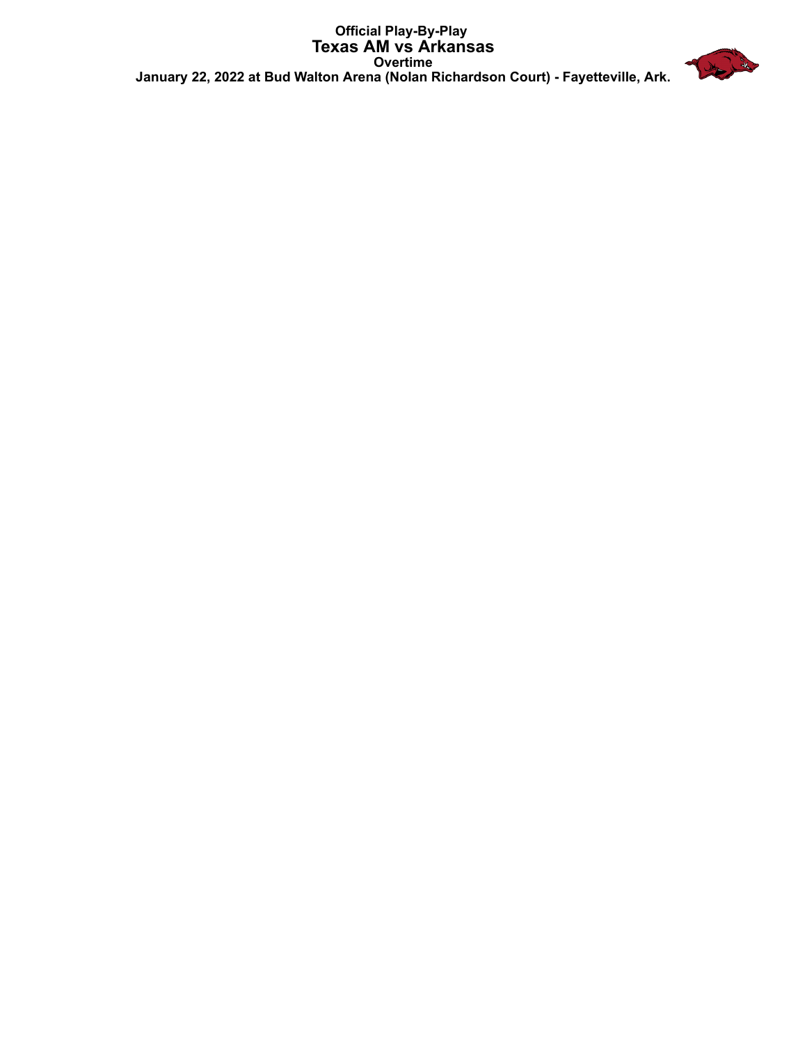# Official Play-By-Play
## Texas AM vs Arkansas
### Overtime
**January 22, 2022 at Bud Walton Arena (Nolan Richardson Court) - Fayetteville, Ark.**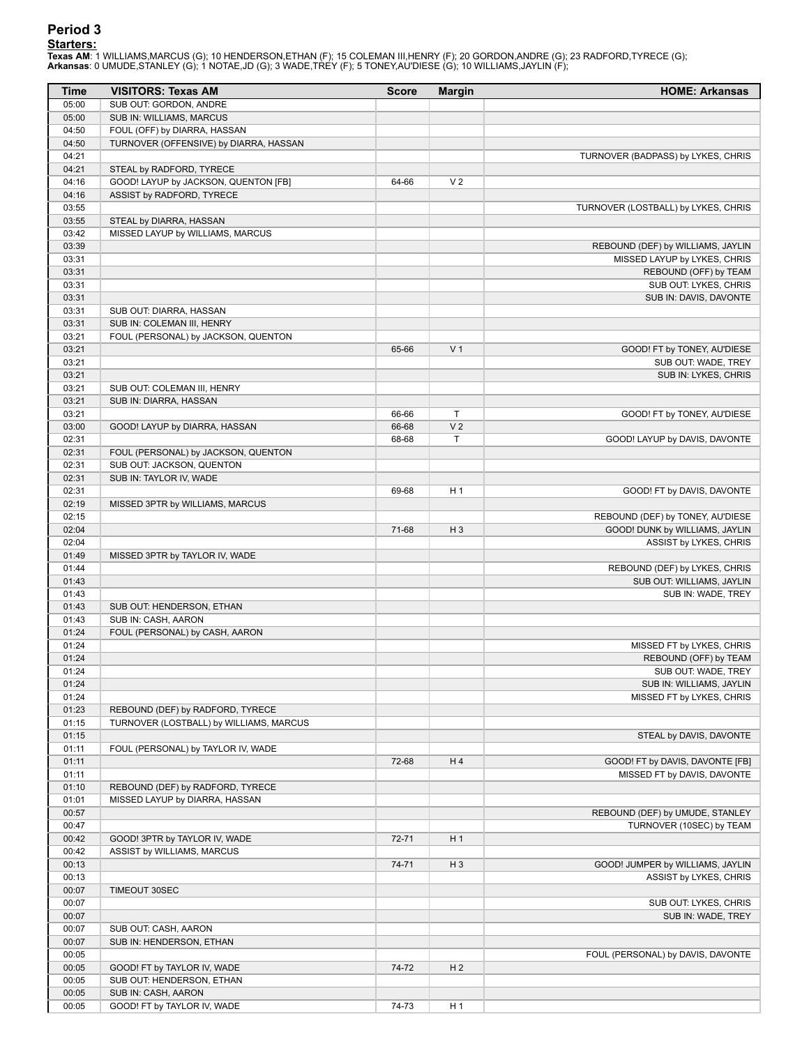# Period 3

**Starters:**

**Texas AM**: 1 WILLIAMS,MARCUS (G); 10 HENDERSON,ETHAN (F); 15 COLEMAN III,HENRY (F); 20 GORDON,ANDRE (G); 23 RADFORD,TYRECE (G);
**Arkansas**: 0 UMUDE,STANLEY (G); 1 NOTAE,JD (G); 3 WADE,TREY (F); 5 TONEY,AU'DIESE (G); 10 WILLIAMS,JAYLIN (F);

| Time | VISITORS: Texas AM | Score | Margin | HOME: Arkansas |
|---|---|---|---|---|
| 05:00 | SUB OUT: GORDON, ANDRE | | | |
| 05:00 | SUB IN: WILLIAMS, MARCUS | | | |
| 04:50 | FOUL (OFF) by DIARRA, HASSAN | | | |
| 04:50 | TURNOVER (OFFENSIVE) by DIARRA, HASSAN | | | |
| 04:21 | | | | TURNOVER (BADPASS) by LYKES, CHRIS |
| 04:21 | STEAL by RADFORD, TYRECE | | | |
| 04:16 | GOOD! LAYUP by JACKSON, QUENTON [FB] | 64-66 | V 2 | |
| 04:16 | ASSIST by RADFORD, TYRECE | | | |
| 03:55 | | | | TURNOVER (LOSTBALL) by LYKES, CHRIS |
| 03:55 | STEAL by DIARRA, HASSAN | | | |
| 03:42 | MISSED LAYUP by WILLIAMS, MARCUS | | | |
| 03:39 | | | | REBOUND (DEF) by WILLIAMS, JAYLIN |
| 03:31 | | | | MISSED LAYUP by LYKES, CHRIS |
| 03:31 | | | | REBOUND (OFF) by TEAM |
| 03:31 | | | | SUB OUT: LYKES, CHRIS |
| 03:31 | | | | SUB IN: DAVIS, DAVONTE |
| 03:31 | SUB OUT: DIARRA, HASSAN | | | |
| 03:31 | SUB IN: COLEMAN III, HENRY | | | |
| 03:21 | FOUL (PERSONAL) by JACKSON, QUENTON | | | |
| 03:21 | | 65-66 | V 1 | GOOD! FT by TONEY, AU'DIESE |
| 03:21 | | | | SUB OUT: WADE, TREY |
| 03:21 | | | | SUB IN: LYKES, CHRIS |
| 03:21 | SUB OUT: COLEMAN III, HENRY | | | |
| 03:21 | SUB IN: DIARRA, HASSAN | | | |
| 03:21 | | 66-66 | T | GOOD! FT by TONEY, AU'DIESE |
| 03:00 | GOOD! LAYUP by DIARRA, HASSAN | 66-68 | V 2 | |
| 02:31 | | 68-68 | T | GOOD! LAYUP by DAVIS, DAVONTE |
| 02:31 | FOUL (PERSONAL) by JACKSON, QUENTON | | | |
| 02:31 | SUB OUT: JACKSON, QUENTON | | | |
| 02:31 | SUB IN: TAYLOR IV, WADE | | | |
| 02:31 | | 69-68 | H 1 | GOOD! FT by DAVIS, DAVONTE |
| 02:19 | MISSED 3PTR by WILLIAMS, MARCUS | | | |
| 02:15 | | | | REBOUND (DEF) by TONEY, AU'DIESE |
| 02:04 | | 71-68 | H 3 | GOOD! DUNK by WILLIAMS, JAYLIN |
| 02:04 | | | | ASSIST by LYKES, CHRIS |
| 01:49 | MISSED 3PTR by TAYLOR IV, WADE | | | |
| 01:44 | | | | REBOUND (DEF) by LYKES, CHRIS |
| 01:43 | | | | SUB OUT: WILLIAMS, JAYLIN |
| 01:43 | | | | SUB IN: WADE, TREY |
| 01:43 | SUB OUT: HENDERSON, ETHAN | | | |
| 01:43 | SUB IN: CASH, AARON | | | |
| 01:24 | FOUL (PERSONAL) by CASH, AARON | | | |
| 01:24 | | | | MISSED FT by LYKES, CHRIS |
| 01:24 | | | | REBOUND (OFF) by TEAM |
| 01:24 | | | | SUB OUT: WADE, TREY |
| 01:24 | | | | SUB IN: WILLIAMS, JAYLIN |
| 01:24 | | | | MISSED FT by LYKES, CHRIS |
| 01:23 | REBOUND (DEF) by RADFORD, TYRECE | | | |
| 01:15 | TURNOVER (LOSTBALL) by WILLIAMS, MARCUS | | | |
| 01:15 | | | | STEAL by DAVIS, DAVONTE |
| 01:11 | FOUL (PERSONAL) by TAYLOR IV, WADE | | | |
| 01:11 | | 72-68 | H 4 | GOOD! FT by DAVIS, DAVONTE [FB] |
| 01:11 | | | | MISSED FT by DAVIS, DAVONTE |
| 01:10 | REBOUND (DEF) by RADFORD, TYRECE | | | |
| 01:01 | MISSED LAYUP by DIARRA, HASSAN | | | |
| 00:57 | | | | REBOUND (DEF) by UMUDE, STANLEY |
| 00:47 | | | | TURNOVER (10SEC) by TEAM |
| 00:42 | GOOD! 3PTR by TAYLOR IV, WADE | 72-71 | H 1 | |
| 00:42 | ASSIST by WILLIAMS, MARCUS | | | |
| 00:13 | | 74-71 | H 3 | GOOD! JUMPER by WILLIAMS, JAYLIN |
| 00:13 | | | | ASSIST by LYKES, CHRIS |
| 00:07 | TIMEOUT 30SEC | | | |
| 00:07 | | | | SUB OUT: LYKES, CHRIS |
| 00:07 | | | | SUB IN: WADE, TREY |
| 00:07 | SUB OUT: CASH, AARON | | | |
| 00:07 | SUB IN: HENDERSON, ETHAN | | | |
| 00:05 | | | | FOUL (PERSONAL) by DAVIS, DAVONTE |
| 00:05 | GOOD! FT by TAYLOR IV, WADE | 74-72 | H 2 | |
| 00:05 | SUB OUT: HENDERSON, ETHAN | | | |
| 00:05 | SUB IN: CASH, AARON | | | |
| 00:05 | GOOD! FT by TAYLOR IV, WADE | 74-73 | H 1 | |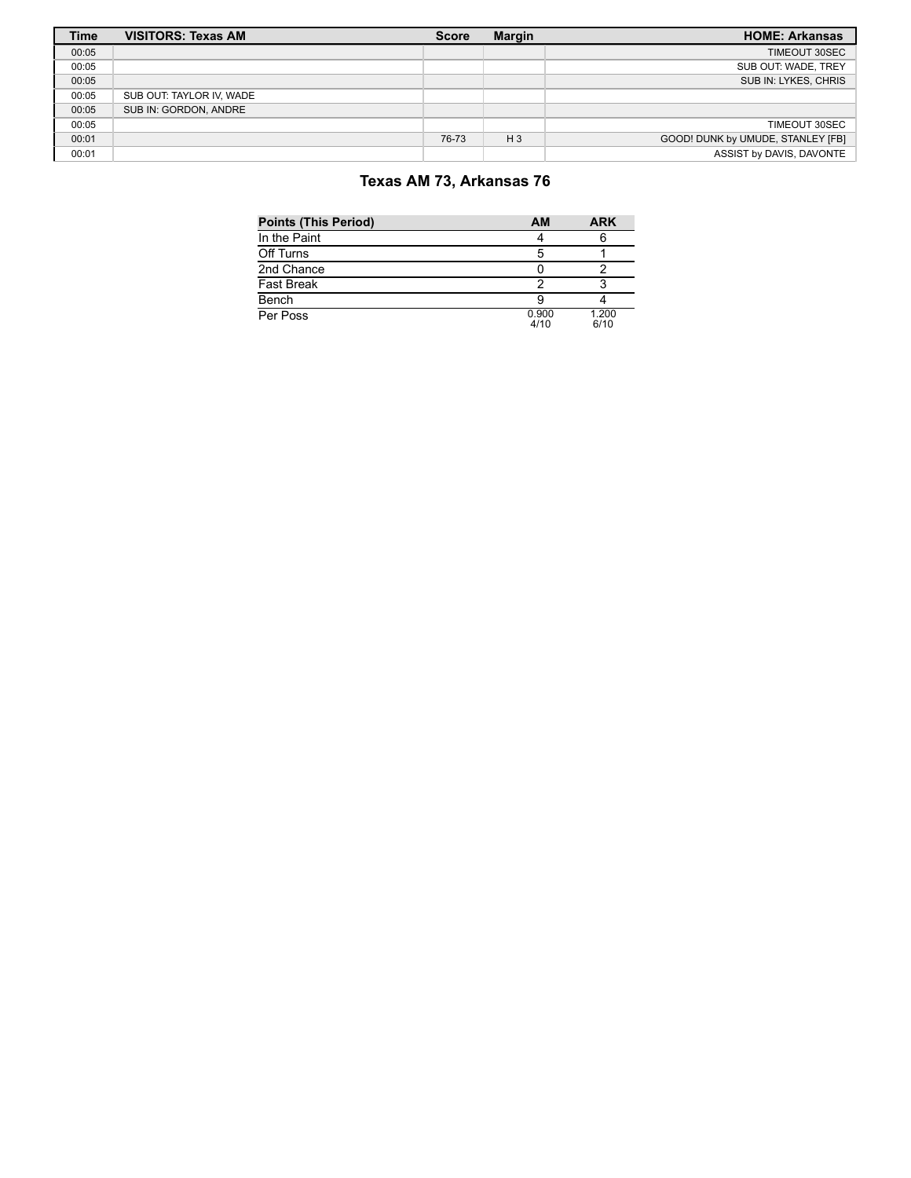| Time | VISITORS: Texas AM | Score | Margin | HOME: Arkansas |
|---|---|---|---|---|
| 00:05 | | | | TIMEOUT 30SEC |
| 00:05 | | | | SUB OUT: WADE, TREY |
| 00:05 | | | | SUB IN: LYKES, CHRIS |
| 00:05 | SUB OUT: TAYLOR IV, WADE | | | |
| 00:05 | SUB IN: GORDON, ANDRE | | | |
| 00:05 | | | | TIMEOUT 30SEC |
| 00:01 | | 76-73 | H 3 | GOOD! DUNK by UMUDE, STANLEY [FB] |
| 00:01 | | | | ASSIST by DAVIS, DAVONTE |

## Texas AM 73, Arkansas 76

| Points (This Period) | AM | ARK |
|---|---|---|
| In the Paint | 4 | 6 |
| Off Turns | 5 | 1 |
| 2nd Chance | 0 | 2 |
| Fast Break | 2 | 3 |
| Bench | 9 | 4 |
| Per Poss | 0.900 4/10 | 1.200 6/10 |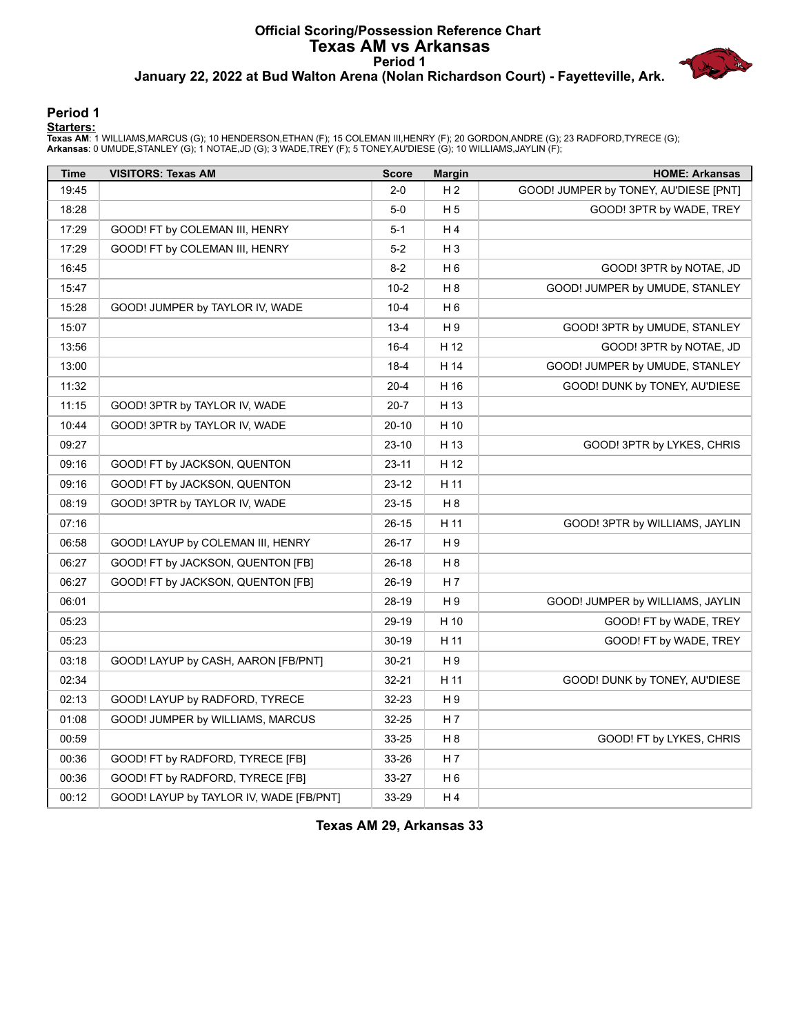# Official Scoring/Possession Reference Chart
# Texas AM vs Arkansas
## Period 1
### January 22, 2022 at Bud Walton Arena (Nolan Richardson Court) - Fayetteville, Ark.

## Period 1

**Starters:**

**Texas AM**: 1 WILLIAMS,MARCUS (G); 10 HENDERSON,ETHAN (F); 15 COLEMAN III,HENRY (F); 20 GORDON,ANDRE (G); 23 RADFORD,TYRECE (G);
**Arkansas**: 0 UMUDE,STANLEY (G); 1 NOTAE,JD (G); 3 WADE,TREY (F); 5 TONEY,AU'DIESE (G); 10 WILLIAMS,JAYLIN (F);

| Time | VISITORS: Texas AM | Score | Margin | HOME: Arkansas |
|---|---|---|---|---|
| 19:45 | | 2-0 | H 2 | GOOD! JUMPER by TONEY, AU'DIESE [PNT] |
| 18:28 | | 5-0 | H 5 | GOOD! 3PTR by WADE, TREY |
| 17:29 | GOOD! FT by COLEMAN III, HENRY | 5-1 | H 4 | |
| 17:29 | GOOD! FT by COLEMAN III, HENRY | 5-2 | H 3 | |
| 16:45 | | 8-2 | H 6 | GOOD! 3PTR by NOTAE, JD |
| 15:47 | | 10-2 | H 8 | GOOD! JUMPER by UMUDE, STANLEY |
| 15:28 | GOOD! JUMPER by TAYLOR IV, WADE | 10-4 | H 6 | |
| 15:07 | | 13-4 | H 9 | GOOD! 3PTR by UMUDE, STANLEY |
| 13:56 | | 16-4 | H 12 | GOOD! 3PTR by NOTAE, JD |
| 13:00 | | 18-4 | H 14 | GOOD! JUMPER by UMUDE, STANLEY |
| 11:32 | | 20-4 | H 16 | GOOD! DUNK by TONEY, AU'DIESE |
| 11:15 | GOOD! 3PTR by TAYLOR IV, WADE | 20-7 | H 13 | |
| 10:44 | GOOD! 3PTR by TAYLOR IV, WADE | 20-10 | H 10 | |
| 09:27 | | 23-10 | H 13 | GOOD! 3PTR by LYKES, CHRIS |
| 09:16 | GOOD! FT by JACKSON, QUENTON | 23-11 | H 12 | |
| 09:16 | GOOD! FT by JACKSON, QUENTON | 23-12 | H 11 | |
| 08:19 | GOOD! 3PTR by TAYLOR IV, WADE | 23-15 | H 8 | |
| 07:16 | | 26-15 | H 11 | GOOD! 3PTR by WILLIAMS, JAYLIN |
| 06:58 | GOOD! LAYUP by COLEMAN III, HENRY | 26-17 | H 9 | |
| 06:27 | GOOD! FT by JACKSON, QUENTON [FB] | 26-18 | H 8 | |
| 06:27 | GOOD! FT by JACKSON, QUENTON [FB] | 26-19 | H 7 | |
| 06:01 | | 28-19 | H 9 | GOOD! JUMPER by WILLIAMS, JAYLIN |
| 05:23 | | 29-19 | H 10 | GOOD! FT by WADE, TREY |
| 05:23 | | 30-19 | H 11 | GOOD! FT by WADE, TREY |
| 03:18 | GOOD! LAYUP by CASH, AARON [FB/PNT] | 30-21 | H 9 | |
| 02:34 | | 32-21 | H 11 | GOOD! DUNK by TONEY, AU'DIESE |
| 02:13 | GOOD! LAYUP by RADFORD, TYRECE | 32-23 | H 9 | |
| 01:08 | GOOD! JUMPER by WILLIAMS, MARCUS | 32-25 | H 7 | |
| 00:59 | | 33-25 | H 8 | GOOD! FT by LYKES, CHRIS |
| 00:36 | GOOD! FT by RADFORD, TYRECE [FB] | 33-26 | H 7 | |
| 00:36 | GOOD! FT by RADFORD, TYRECE [FB] | 33-27 | H 6 | |
| 00:12 | GOOD! LAYUP by TAYLOR IV, WADE [FB/PNT] | 33-29 | H 4 | |

**Texas AM 29, Arkansas 33**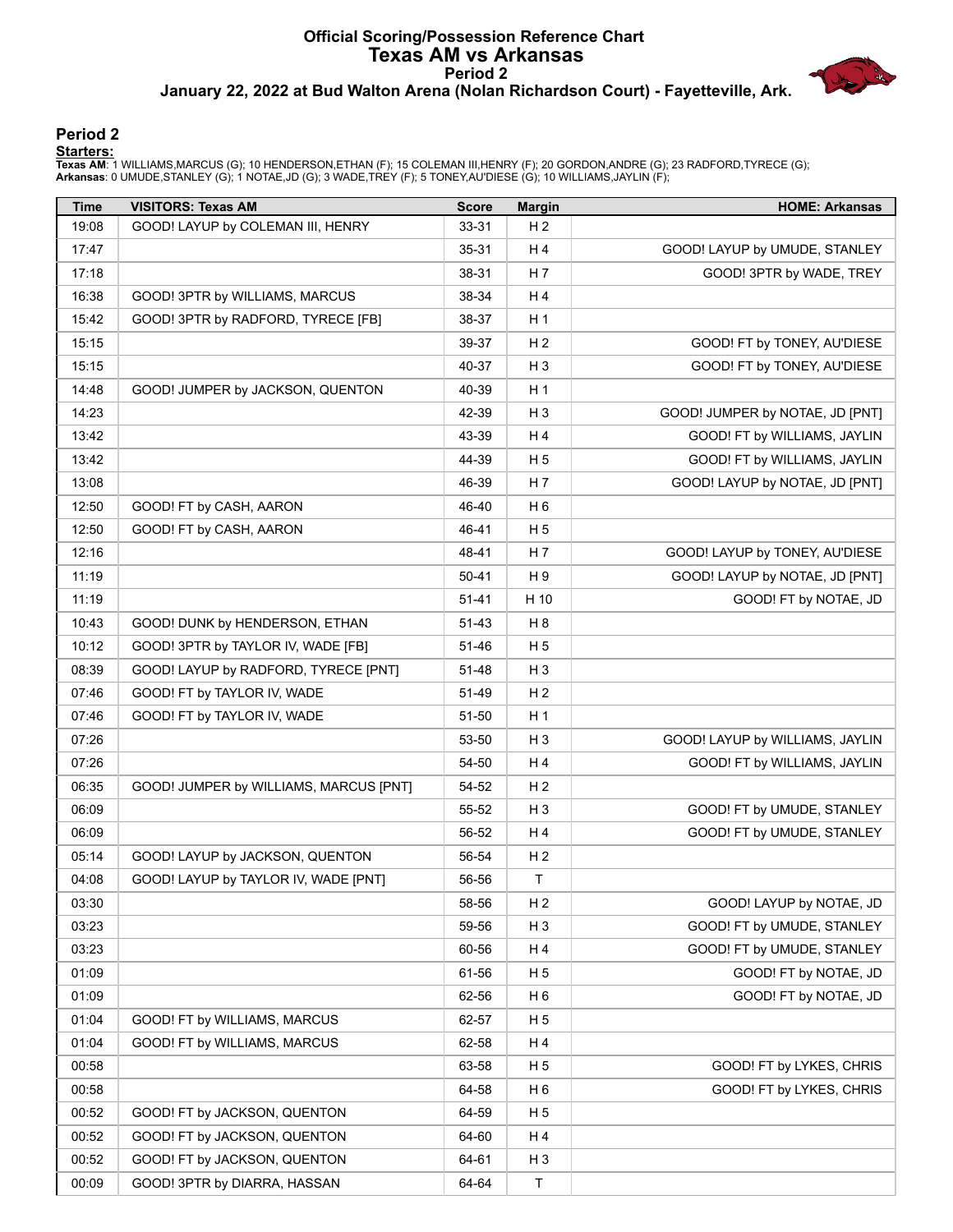# Official Scoring/Possession Reference Chart
## Texas AM vs Arkansas
### Period 2
### January 22, 2022 at Bud Walton Arena (Nolan Richardson Court) - Fayetteville, Ark.

## Period 2

**Starters:**

**Texas AM**: 1 WILLIAMS,MARCUS (G); 10 HENDERSON,ETHAN (F); 15 COLEMAN III,HENRY (F); 20 GORDON,ANDRE (G); 23 RADFORD,TYRECE (G);
**Arkansas**: 0 UMUDE,STANLEY (G); 1 NOTAE,JD (G); 3 WADE,TREY (F); 5 TONEY,AU'DIESE (G); 10 WILLIAMS,JAYLIN (F);

| Time | VISITORS: Texas AM | Score | Margin | HOME: Arkansas |
|---|---|---|---|---|
| 19:08 | GOOD! LAYUP by COLEMAN III, HENRY | 33-31 | H 2 | |
| 17:47 | | 35-31 | H 4 | GOOD! LAYUP by UMUDE, STANLEY |
| 17:18 | | 38-31 | H 7 | GOOD! 3PTR by WADE, TREY |
| 16:38 | GOOD! 3PTR by WILLIAMS, MARCUS | 38-34 | H 4 | |
| 15:42 | GOOD! 3PTR by RADFORD, TYRECE [FB] | 38-37 | H 1 | |
| 15:15 | | 39-37 | H 2 | GOOD! FT by TONEY, AU'DIESE |
| 15:15 | | 40-37 | H 3 | GOOD! FT by TONEY, AU'DIESE |
| 14:48 | GOOD! JUMPER by JACKSON, QUENTON | 40-39 | H 1 | |
| 14:23 | | 42-39 | H 3 | GOOD! JUMPER by NOTAE, JD [PNT] |
| 13:42 | | 43-39 | H 4 | GOOD! FT by WILLIAMS, JAYLIN |
| 13:42 | | 44-39 | H 5 | GOOD! FT by WILLIAMS, JAYLIN |
| 13:08 | | 46-39 | H 7 | GOOD! LAYUP by NOTAE, JD [PNT] |
| 12:50 | GOOD! FT by CASH, AARON | 46-40 | H 6 | |
| 12:50 | GOOD! FT by CASH, AARON | 46-41 | H 5 | |
| 12:16 | | 48-41 | H 7 | GOOD! LAYUP by TONEY, AU'DIESE |
| 11:19 | | 50-41 | H 9 | GOOD! LAYUP by NOTAE, JD [PNT] |
| 11:19 | | 51-41 | H 10 | GOOD! FT by NOTAE, JD |
| 10:43 | GOOD! DUNK by HENDERSON, ETHAN | 51-43 | H 8 | |
| 10:12 | GOOD! 3PTR by TAYLOR IV, WADE [FB] | 51-46 | H 5 | |
| 08:39 | GOOD! LAYUP by RADFORD, TYRECE [PNT] | 51-48 | H 3 | |
| 07:46 | GOOD! FT by TAYLOR IV, WADE | 51-49 | H 2 | |
| 07:46 | GOOD! FT by TAYLOR IV, WADE | 51-50 | H 1 | |
| 07:26 | | 53-50 | H 3 | GOOD! LAYUP by WILLIAMS, JAYLIN |
| 07:26 | | 54-50 | H 4 | GOOD! FT by WILLIAMS, JAYLIN |
| 06:35 | GOOD! JUMPER by WILLIAMS, MARCUS [PNT] | 54-52 | H 2 | |
| 06:09 | | 55-52 | H 3 | GOOD! FT by UMUDE, STANLEY |
| 06:09 | | 56-52 | H 4 | GOOD! FT by UMUDE, STANLEY |
| 05:14 | GOOD! LAYUP by JACKSON, QUENTON | 56-54 | H 2 | |
| 04:08 | GOOD! LAYUP by TAYLOR IV, WADE [PNT] | 56-56 | T | |
| 03:30 | | 58-56 | H 2 | GOOD! LAYUP by NOTAE, JD |
| 03:23 | | 59-56 | H 3 | GOOD! FT by UMUDE, STANLEY |
| 03:23 | | 60-56 | H 4 | GOOD! FT by UMUDE, STANLEY |
| 01:09 | | 61-56 | H 5 | GOOD! FT by NOTAE, JD |
| 01:09 | | 62-56 | H 6 | GOOD! FT by NOTAE, JD |
| 01:04 | GOOD! FT by WILLIAMS, MARCUS | 62-57 | H 5 | |
| 01:04 | GOOD! FT by WILLIAMS, MARCUS | 62-58 | H 4 | |
| 00:58 | | 63-58 | H 5 | GOOD! FT by LYKES, CHRIS |
| 00:58 | | 64-58 | H 6 | GOOD! FT by LYKES, CHRIS |
| 00:52 | GOOD! FT by JACKSON, QUENTON | 64-59 | H 5 | |
| 00:52 | GOOD! FT by JACKSON, QUENTON | 64-60 | H 4 | |
| 00:52 | GOOD! FT by JACKSON, QUENTON | 64-61 | H 3 | |
| 00:09 | GOOD! 3PTR by DIARRA, HASSAN | 64-64 | T | |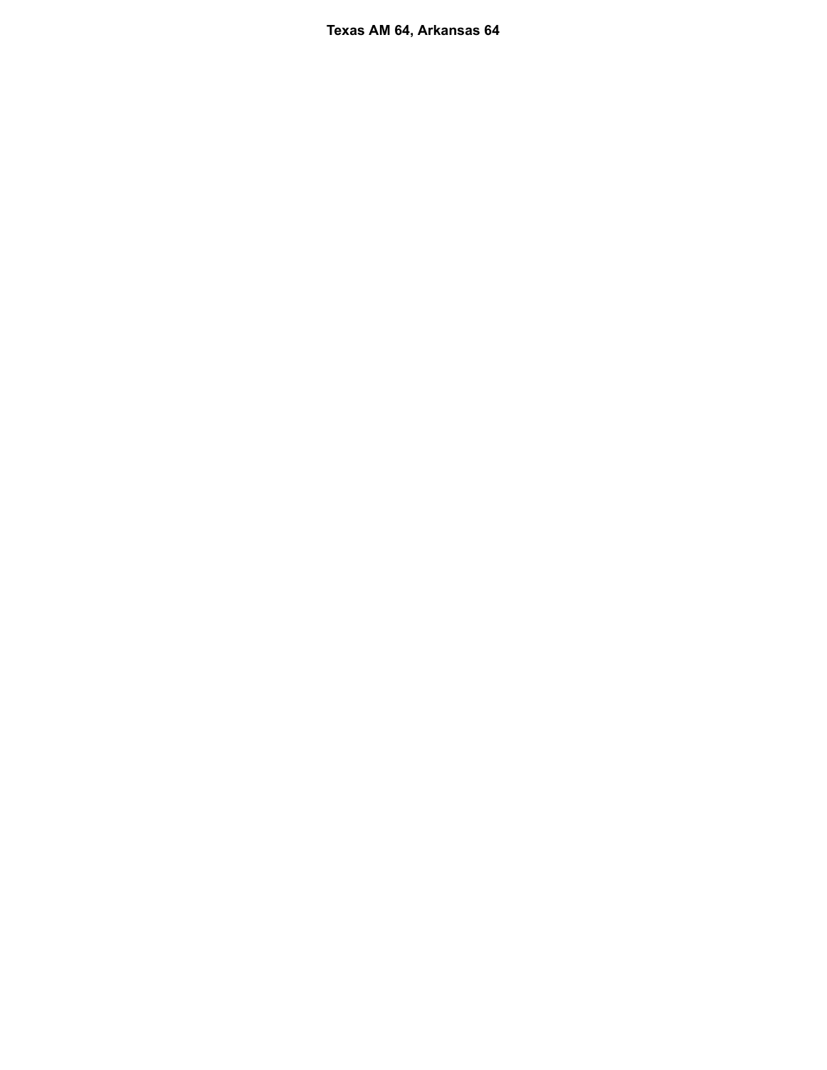**Texas AM 64, Arkansas 64**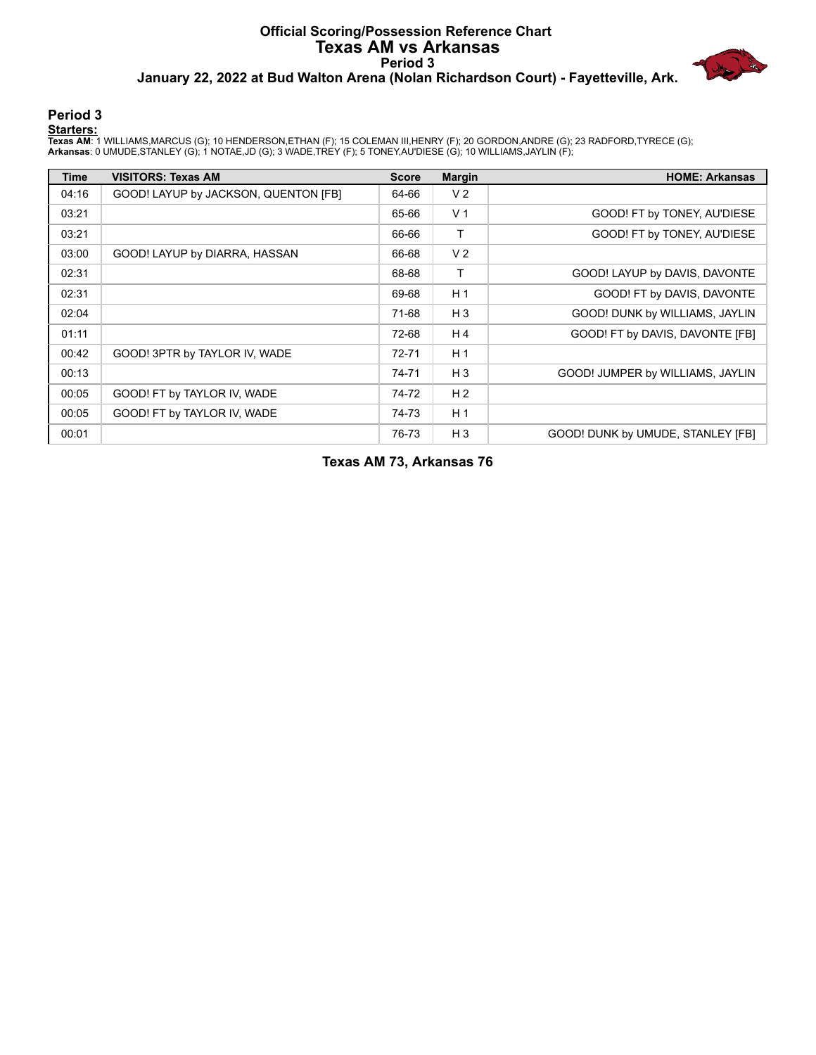# Official Scoring/Possession Reference Chart
## Texas AM vs Arkansas
### Period 3
### January 22, 2022 at Bud Walton Arena (Nolan Richardson Court) - Fayetteville, Ark.

## Period 3

**Starters:**

**Texas AM**: 1 WILLIAMS,MARCUS (G); 10 HENDERSON,ETHAN (F); 15 COLEMAN III,HENRY (F); 20 GORDON,ANDRE (G); 23 RADFORD,TYRECE (G);
**Arkansas**: 0 UMUDE,STANLEY (G); 1 NOTAE,JD (G); 3 WADE,TREY (F); 5 TONEY,AU'DIESE (G); 10 WILLIAMS,JAYLIN (F);

| Time | VISITORS: Texas AM | Score | Margin | HOME: Arkansas |
|---|---|---|---|---|
| 04:16 | GOOD! LAYUP by JACKSON, QUENTON [FB] | 64-66 | V 2 | |
| 03:21 | | 65-66 | V 1 | GOOD! FT by TONEY, AU'DIESE |
| 03:21 | | 66-66 | T | GOOD! FT by TONEY, AU'DIESE |
| 03:00 | GOOD! LAYUP by DIARRA, HASSAN | 66-68 | V 2 | |
| 02:31 | | 68-68 | T | GOOD! LAYUP by DAVIS, DAVONTE |
| 02:31 | | 69-68 | H 1 | GOOD! FT by DAVIS, DAVONTE |
| 02:04 | | 71-68 | H 3 | GOOD! DUNK by WILLIAMS, JAYLIN |
| 01:11 | | 72-68 | H 4 | GOOD! FT by DAVIS, DAVONTE [FB] |
| 00:42 | GOOD! 3PTR by TAYLOR IV, WADE | 72-71 | H 1 | |
| 00:13 | | 74-71 | H 3 | GOOD! JUMPER by WILLIAMS, JAYLIN |
| 00:05 | GOOD! FT by TAYLOR IV, WADE | 74-72 | H 2 | |
| 00:05 | GOOD! FT by TAYLOR IV, WADE | 74-73 | H 1 | |
| 00:01 | | 76-73 | H 3 | GOOD! DUNK by UMUDE, STANLEY [FB] |

**Texas AM 73, Arkansas 76**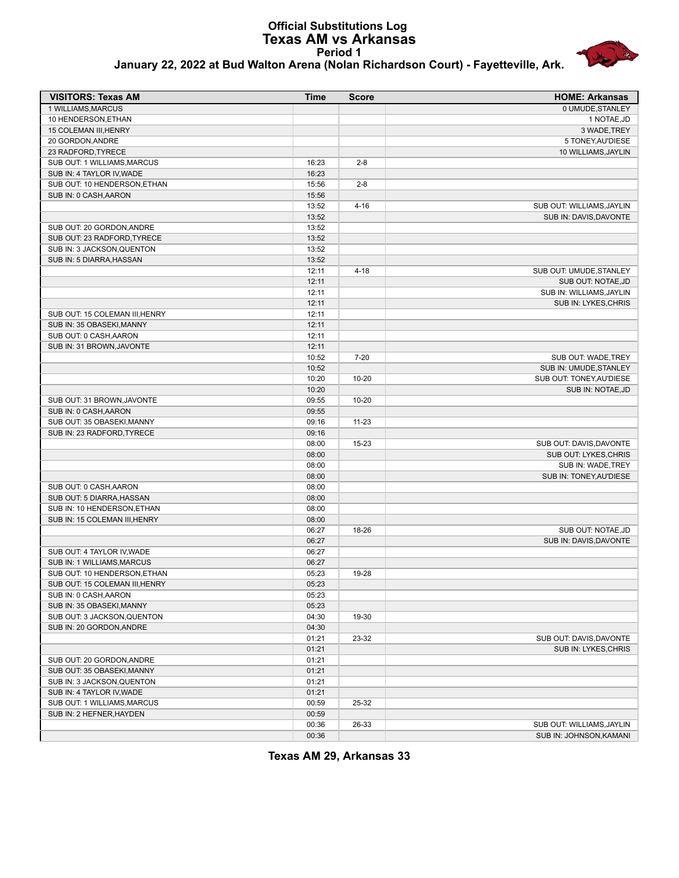# Official Substitutions Log
## Texas AM vs Arkansas
### Period 1
**January 22, 2022 at Bud Walton Arena (Nolan Richardson Court) - Fayetteville, Ark.**

| VISITORS: Texas AM | Time | Score | HOME: Arkansas |
|---|---|---|---|
| 1 WILLIAMS,MARCUS | | | 0 UMUDE,STANLEY |
| 10 HENDERSON,ETHAN | | | 1 NOTAE,JD |
| 15 COLEMAN III,HENRY | | | 3 WADE,TREY |
| 20 GORDON,ANDRE | | | 5 TONEY,AU'DIESE |
| 23 RADFORD,TYRECE | | | 10 WILLIAMS,JAYLIN |
| SUB OUT: 1 WILLIAMS,MARCUS | 16:23 | 2-8 | |
| SUB IN: 4 TAYLOR IV,WADE | 16:23 | | |
| SUB OUT: 10 HENDERSON,ETHAN | 15:56 | 2-8 | |
| SUB IN: 0 CASH,AARON | 15:56 | | |
| | 13:52 | 4-16 | SUB OUT: WILLIAMS,JAYLIN |
| | 13:52 | | SUB IN: DAVIS,DAVONTE |
| SUB OUT: 20 GORDON,ANDRE | 13:52 | | |
| SUB OUT: 23 RADFORD,TYRECE | 13:52 | | |
| SUB IN: 3 JACKSON,QUENTON | 13:52 | | |
| SUB IN: 5 DIARRA,HASSAN | 13:52 | | |
| | 12:11 | 4-18 | SUB OUT: UMUDE,STANLEY |
| | 12:11 | | SUB OUT: NOTAE,JD |
| | 12:11 | | SUB IN: WILLIAMS,JAYLIN |
| | 12:11 | | SUB IN: LYKES,CHRIS |
| SUB OUT: 15 COLEMAN III,HENRY | 12:11 | | |
| SUB IN: 35 OBASEKI,MANNY | 12:11 | | |
| SUB OUT: 0 CASH,AARON | 12:11 | | |
| SUB IN: 31 BROWN,JAVONTE | 12:11 | | |
| | 10:52 | 7-20 | SUB OUT: WADE,TREY |
| | 10:52 | | SUB IN: UMUDE,STANLEY |
| | 10:20 | 10-20 | SUB OUT: TONEY,AU'DIESE |
| | 10:20 | | SUB IN: NOTAE,JD |
| SUB OUT: 31 BROWN,JAVONTE | 09:55 | 10-20 | |
| SUB IN: 0 CASH,AARON | 09:55 | | |
| SUB OUT: 35 OBASEKI,MANNY | 09:16 | 11-23 | |
| SUB IN: 23 RADFORD,TYRECE | 09:16 | | |
| | 08:00 | 15-23 | SUB OUT: DAVIS,DAVONTE |
| | 08:00 | | SUB OUT: LYKES,CHRIS |
| | 08:00 | | SUB IN: WADE,TREY |
| | 08:00 | | SUB IN: TONEY,AU'DIESE |
| SUB OUT: 0 CASH,AARON | 08:00 | | |
| SUB OUT: 5 DIARRA,HASSAN | 08:00 | | |
| SUB IN: 10 HENDERSON,ETHAN | 08:00 | | |
| SUB IN: 15 COLEMAN III,HENRY | 08:00 | | |
| | 06:27 | 18-26 | SUB OUT: NOTAE,JD |
| | 06:27 | | SUB IN: DAVIS,DAVONTE |
| SUB OUT: 4 TAYLOR IV,WADE | 06:27 | | |
| SUB IN: 1 WILLIAMS,MARCUS | 06:27 | | |
| SUB OUT: 10 HENDERSON,ETHAN | 05:23 | 19-28 | |
| SUB OUT: 15 COLEMAN III,HENRY | 05:23 | | |
| SUB IN: 0 CASH,AARON | 05:23 | | |
| SUB IN: 35 OBASEKI,MANNY | 05:23 | | |
| SUB OUT: 3 JACKSON,QUENTON | 04:30 | 19-30 | |
| SUB IN: 20 GORDON,ANDRE | 04:30 | | |
| | 01:21 | 23-32 | SUB OUT: DAVIS,DAVONTE |
| | 01:21 | | SUB IN: LYKES,CHRIS |
| SUB OUT: 20 GORDON,ANDRE | 01:21 | | |
| SUB OUT: 35 OBASEKI,MANNY | 01:21 | | |
| SUB IN: 3 JACKSON,QUENTON | 01:21 | | |
| SUB IN: 4 TAYLOR IV,WADE | 01:21 | | |
| SUB OUT: 1 WILLIAMS,MARCUS | 00:59 | 25-32 | |
| SUB IN: 2 HEFNER,HAYDEN | 00:59 | | |
| | 00:36 | 26-33 | SUB OUT: WILLIAMS,JAYLIN |
| | 00:36 | | SUB IN: JOHNSON,KAMANI |

**Texas AM 29, Arkansas 33**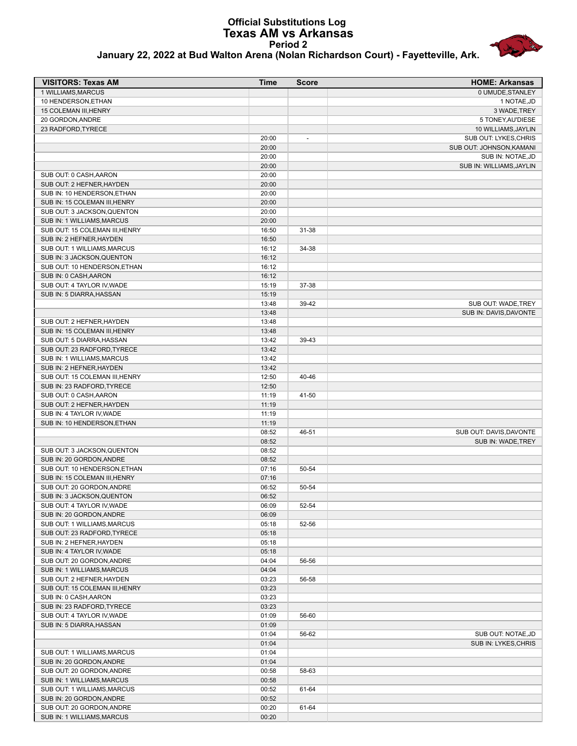# Official Substitutions Log
## Texas AM vs Arkansas
### Period 2
### January 22, 2022 at Bud Walton Arena (Nolan Richardson Court) - Fayetteville, Ark.

| VISITORS: Texas AM | Time | Score | HOME: Arkansas |
|---|---|---|---|
| 1 WILLIAMS,MARCUS | | | 0 UMUDE,STANLEY |
| 10 HENDERSON,ETHAN | | | 1 NOTAE,JD |
| 15 COLEMAN III,HENRY | | | 3 WADE,TREY |
| 20 GORDON,ANDRE | | | 5 TONEY,AU'DIESE |
| 23 RADFORD,TYRECE | | | 10 WILLIAMS,JAYLIN |
| | 20:00 | - | SUB OUT: LYKES,CHRIS |
| | 20:00 | | SUB OUT: JOHNSON,KAMANI |
| | 20:00 | | SUB IN: NOTAE,JD |
| | 20:00 | | SUB IN: WILLIAMS,JAYLIN |
| SUB OUT: 0 CASH,AARON | 20:00 | | |
| SUB OUT: 2 HEFNER,HAYDEN | 20:00 | | |
| SUB IN: 10 HENDERSON,ETHAN | 20:00 | | |
| SUB IN: 15 COLEMAN III,HENRY | 20:00 | | |
| SUB OUT: 3 JACKSON,QUENTON | 20:00 | | |
| SUB IN: 1 WILLIAMS,MARCUS | 20:00 | | |
| SUB OUT: 15 COLEMAN III,HENRY | 16:50 | 31-38 | |
| SUB IN: 2 HEFNER,HAYDEN | 16:50 | | |
| SUB OUT: 1 WILLIAMS,MARCUS | 16:12 | 34-38 | |
| SUB IN: 3 JACKSON,QUENTON | 16:12 | | |
| SUB OUT: 10 HENDERSON,ETHAN | 16:12 | | |
| SUB IN: 0 CASH,AARON | 16:12 | | |
| SUB OUT: 4 TAYLOR IV,WADE | 15:19 | 37-38 | |
| SUB IN: 5 DIARRA,HASSAN | 15:19 | | |
| | 13:48 | 39-42 | SUB OUT: WADE,TREY |
| | 13:48 | | SUB IN: DAVIS,DAVONTE |
| SUB OUT: 2 HEFNER,HAYDEN | 13:48 | | |
| SUB IN: 15 COLEMAN III,HENRY | 13:48 | | |
| SUB OUT: 5 DIARRA,HASSAN | 13:42 | 39-43 | |
| SUB OUT: 23 RADFORD,TYRECE | 13:42 | | |
| SUB IN: 1 WILLIAMS,MARCUS | 13:42 | | |
| SUB IN: 2 HEFNER,HAYDEN | 13:42 | | |
| SUB OUT: 15 COLEMAN III,HENRY | 12:50 | 40-46 | |
| SUB IN: 23 RADFORD,TYRECE | 12:50 | | |
| SUB OUT: 0 CASH,AARON | 11:19 | 41-50 | |
| SUB OUT: 2 HEFNER,HAYDEN | 11:19 | | |
| SUB IN: 4 TAYLOR IV,WADE | 11:19 | | |
| SUB IN: 10 HENDERSON,ETHAN | 11:19 | | |
| | 08:52 | 46-51 | SUB OUT: DAVIS,DAVONTE |
| | 08:52 | | SUB IN: WADE,TREY |
| SUB OUT: 3 JACKSON,QUENTON | 08:52 | | |
| SUB IN: 20 GORDON,ANDRE | 08:52 | | |
| SUB OUT: 10 HENDERSON,ETHAN | 07:16 | 50-54 | |
| SUB IN: 15 COLEMAN III,HENRY | 07:16 | | |
| SUB OUT: 20 GORDON,ANDRE | 06:52 | 50-54 | |
| SUB IN: 3 JACKSON,QUENTON | 06:52 | | |
| SUB OUT: 4 TAYLOR IV,WADE | 06:09 | 52-54 | |
| SUB IN: 20 GORDON,ANDRE | 06:09 | | |
| SUB OUT: 1 WILLIAMS,MARCUS | 05:18 | 52-56 | |
| SUB OUT: 23 RADFORD,TYRECE | 05:18 | | |
| SUB IN: 2 HEFNER,HAYDEN | 05:18 | | |
| SUB IN: 4 TAYLOR IV,WADE | 05:18 | | |
| SUB OUT: 20 GORDON,ANDRE | 04:04 | 56-56 | |
| SUB IN: 1 WILLIAMS,MARCUS | 04:04 | | |
| SUB OUT: 2 HEFNER,HAYDEN | 03:23 | 56-58 | |
| SUB OUT: 15 COLEMAN III,HENRY | 03:23 | | |
| SUB IN: 0 CASH,AARON | 03:23 | | |
| SUB IN: 23 RADFORD,TYRECE | 03:23 | | |
| SUB OUT: 4 TAYLOR IV,WADE | 01:09 | 56-60 | |
| SUB IN: 5 DIARRA,HASSAN | 01:09 | | |
| | 01:04 | 56-62 | SUB OUT: NOTAE,JD |
| | 01:04 | | SUB IN: LYKES,CHRIS |
| SUB OUT: 1 WILLIAMS,MARCUS | 01:04 | | |
| SUB IN: 20 GORDON,ANDRE | 01:04 | | |
| SUB OUT: 20 GORDON,ANDRE | 00:58 | 58-63 | |
| SUB IN: 1 WILLIAMS,MARCUS | 00:58 | | |
| SUB OUT: 1 WILLIAMS,MARCUS | 00:52 | 61-64 | |
| SUB IN: 20 GORDON,ANDRE | 00:52 | | |
| SUB OUT: 20 GORDON,ANDRE | 00:20 | 61-64 | |
| SUB IN: 1 WILLIAMS,MARCUS | 00:20 | | |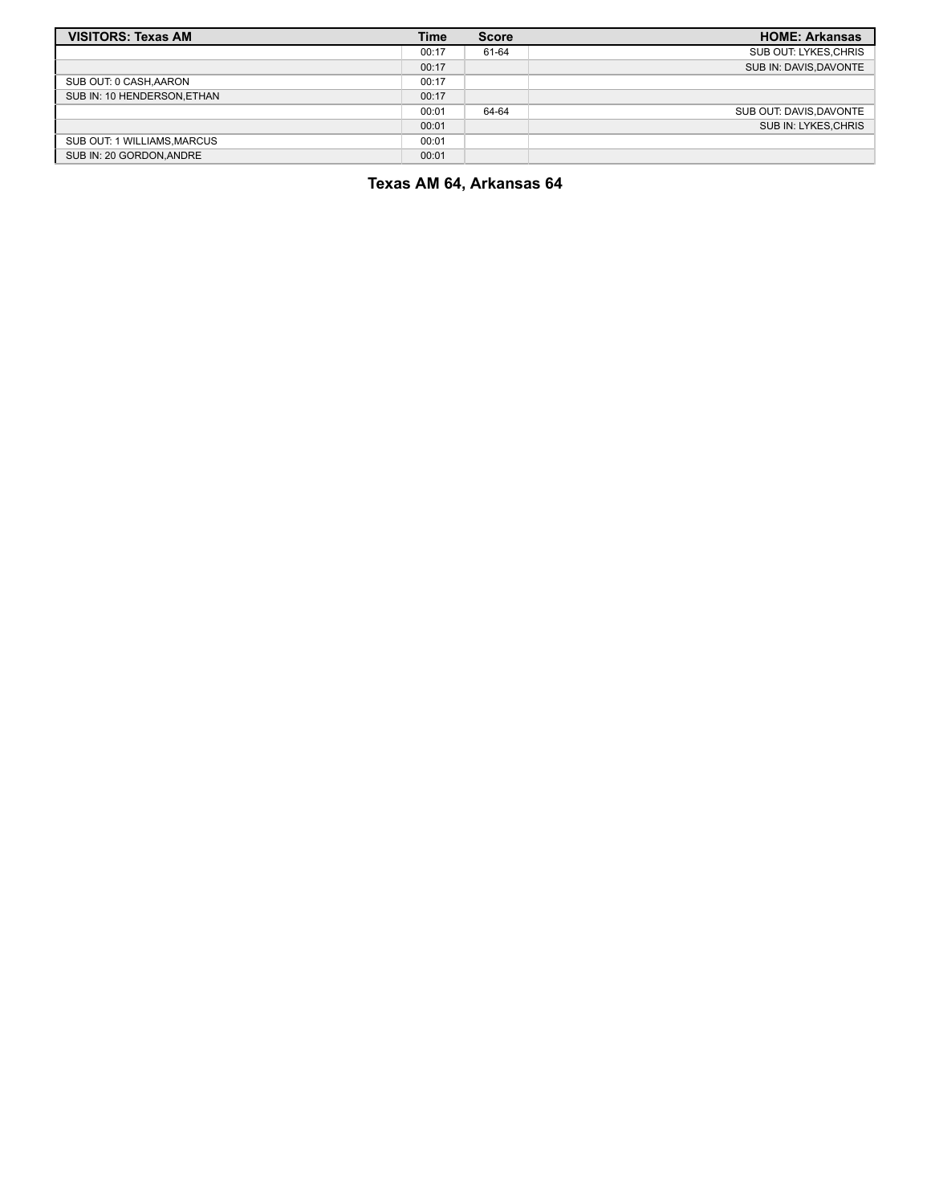| VISITORS: Texas AM | Time | Score | HOME: Arkansas |
| --- | --- | --- | --- |
| | 00:17 | 61-64 | SUB OUT: LYKES,CHRIS |
| | 00:17 | | SUB IN: DAVIS,DAVONTE |
| SUB OUT: 0 CASH,AARON | 00:17 | | |
| SUB IN: 10 HENDERSON,ETHAN | 00:17 | | |
| | 00:01 | 64-64 | SUB OUT: DAVIS,DAVONTE |
| | 00:01 | | SUB IN: LYKES,CHRIS |
| SUB OUT: 1 WILLIAMS,MARCUS | 00:01 | | |
| SUB IN: 20 GORDON,ANDRE | 00:01 | | |

**Texas AM 64, Arkansas 64**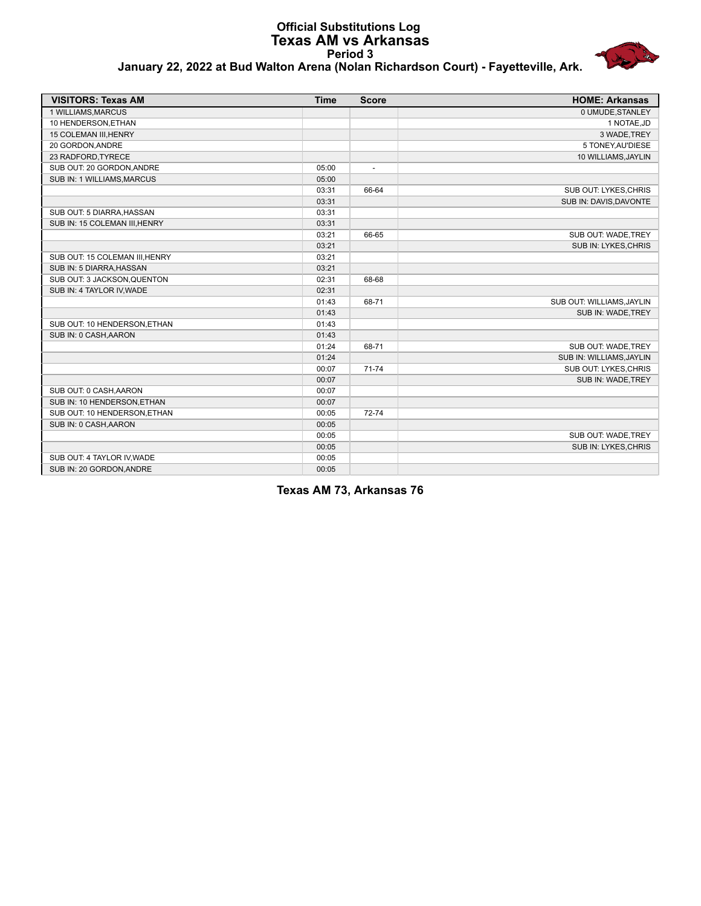# Official Substitutions Log
## Texas AM vs Arkansas
### Period 3
### January 22, 2022 at Bud Walton Arena (Nolan Richardson Court) - Fayetteville, Ark.

| VISITORS: Texas AM | Time | Score | HOME: Arkansas |
|---|---|---|---|
| 1 WILLIAMS,MARCUS | | | 0 UMUDE,STANLEY |
| 10 HENDERSON,ETHAN | | | 1 NOTAE,JD |
| 15 COLEMAN III,HENRY | | | 3 WADE,TREY |
| 20 GORDON,ANDRE | | | 5 TONEY,AU'DIESE |
| 23 RADFORD,TYRECE | | | 10 WILLIAMS,JAYLIN |
| SUB OUT: 20 GORDON,ANDRE | 05:00 | - | |
| SUB IN: 1 WILLIAMS,MARCUS | 05:00 | | |
| | 03:31 | 66-64 | SUB OUT: LYKES,CHRIS |
| | 03:31 | | SUB IN: DAVIS,DAVONTE |
| SUB OUT: 5 DIARRA,HASSAN | 03:31 | | |
| SUB IN: 15 COLEMAN III,HENRY | 03:31 | | |
| | 03:21 | 66-65 | SUB OUT: WADE,TREY |
| | 03:21 | | SUB IN: LYKES,CHRIS |
| SUB OUT: 15 COLEMAN III,HENRY | 03:21 | | |
| SUB IN: 5 DIARRA,HASSAN | 03:21 | | |
| SUB OUT: 3 JACKSON,QUENTON | 02:31 | 68-68 | |
| SUB IN: 4 TAYLOR IV,WADE | 02:31 | | |
| | 01:43 | 68-71 | SUB OUT: WILLIAMS,JAYLIN |
| | 01:43 | | SUB IN: WADE,TREY |
| SUB OUT: 10 HENDERSON,ETHAN | 01:43 | | |
| SUB IN: 0 CASH,AARON | 01:43 | | |
| | 01:24 | 68-71 | SUB OUT: WADE,TREY |
| | 01:24 | | SUB IN: WILLIAMS,JAYLIN |
| | 00:07 | 71-74 | SUB OUT: LYKES,CHRIS |
| | 00:07 | | SUB IN: WADE,TREY |
| SUB OUT: 0 CASH,AARON | 00:07 | | |
| SUB IN: 10 HENDERSON,ETHAN | 00:07 | | |
| SUB OUT: 10 HENDERSON,ETHAN | 00:05 | 72-74 | |
| SUB IN: 0 CASH,AARON | 00:05 | | |
| | 00:05 | | SUB OUT: WADE,TREY |
| | 00:05 | | SUB IN: LYKES,CHRIS |
| SUB OUT: 4 TAYLOR IV,WADE | 00:05 | | |
| SUB IN: 20 GORDON,ANDRE | 00:05 | | |

**Texas AM 73, Arkansas 76**